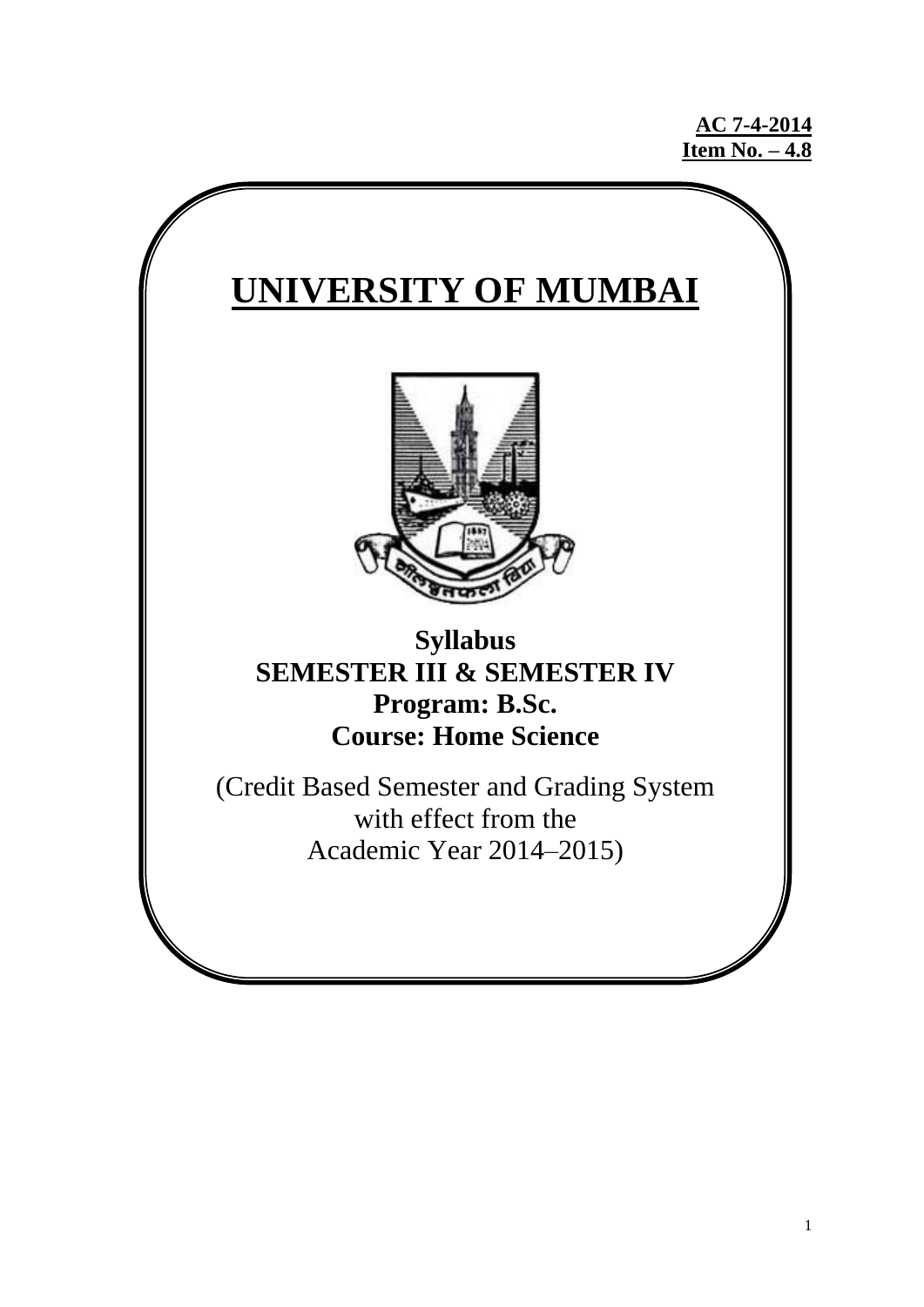**AC 7-4-2014**
**Item No. – 4.8**

# UNIVERSITY OF MUMBAI

## Syllabus
## SEMESTER III & SEMESTER IV
## Program: B.Sc.
## Course: Home Science

(Credit Based Semester and Grading System
with effect from the
Academic Year 2014–2015)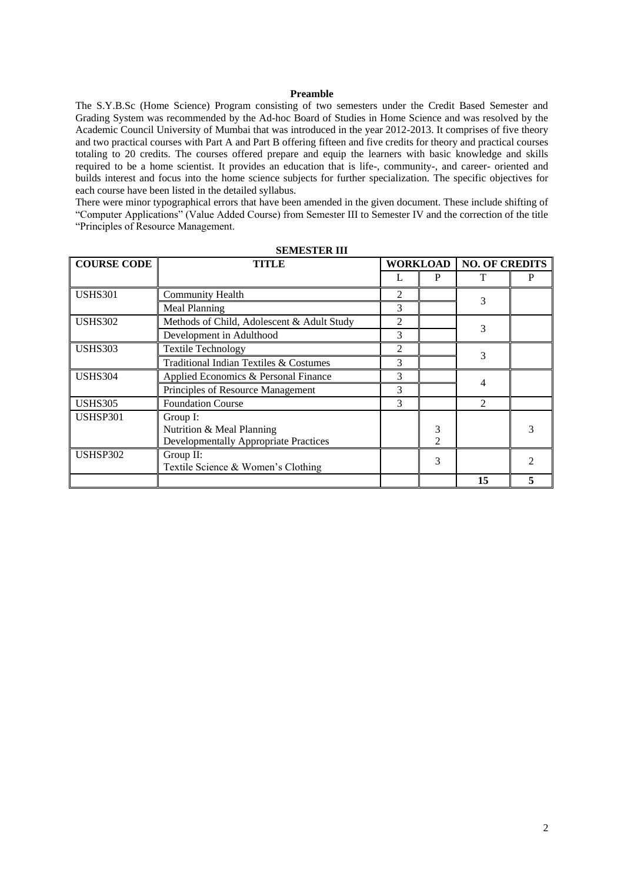## Preamble

The S.Y.B.Sc (Home Science) Program consisting of two semesters under the Credit Based Semester and Grading System was recommended by the Ad-hoc Board of Studies in Home Science and was resolved by the Academic Council University of Mumbai that was introduced in the year 2012-2013. It comprises of five theory and two practical courses with Part A and Part B offering fifteen and five credits for theory and practical courses totaling to 20 credits. The courses offered prepare and equip the learners with basic knowledge and skills required to be a home scientist. It provides an education that is life-, community-, and career- oriented and builds interest and focus into the home science subjects for further specialization. The specific objectives for each course have been listed in the detailed syllabus.

There were minor typographical errors that have been amended in the given document. These include shifting of "Computer Applications" (Value Added Course) from Semester III to Semester IV and the correction of the title "Principles of Resource Management.

### SEMESTER III

| COURSE CODE | TITLE | WORKLOAD | | NO. OF CREDITS | |
|---|---|---|---|---|---|
| | | L | P | T | P |
| USHS301 | Community Health | 2 | | 3 | |
| | Meal Planning | 3 | | | |
| USHS302 | Methods of Child, Adolescent & Adult Study | 2 | | 3 | |
| | Development in Adulthood | 3 | | | |
| USHS303 | Textile Technology | 2 | | 3 | |
| | Traditional Indian Textiles & Costumes | 3 | | | |
| USHS304 | Applied Economics & Personal Finance | 3 | | 4 | |
| | Principles of Resource Management | 3 | | | |
| USHS305 | Foundation Course | 3 | | 2 | |
| USHSP301 | Group I: Nutrition & Meal Planning<br>Developmentally Appropriate Practices | | 3<br>2 | | 3 |
| USHSP302 | Group II: Textile Science & Women's Clothing | | 3 | | 2 |
| | | | | **15** | **5** |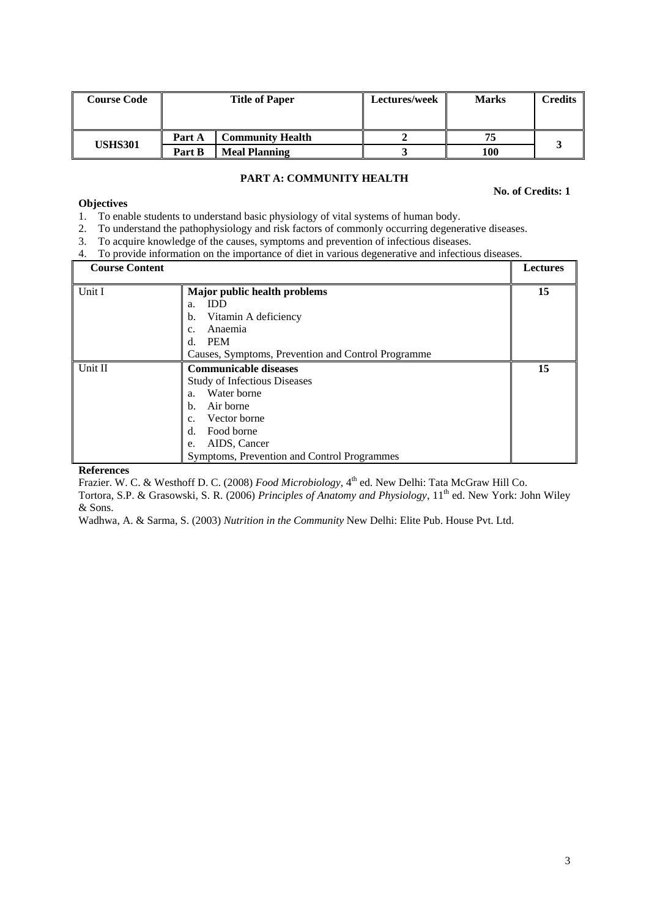| Course Code | Title of Paper | | Lectures/week | Marks | Credits |
|---|---|---|---|---|---|
| USHS301 | Part A | Community Health | 2 | 75 | 3 |
| | Part B | Meal Planning | 3 | 100 | |

### PART A: COMMUNITY HEALTH

**No. of Credits: 1**

**Objectives**

1. To enable students to understand basic physiology of vital systems of human body.
2. To understand the pathophysiology and risk factors of commonly occurring degenerative diseases.
3. To acquire knowledge of the causes, symptoms and prevention of infectious diseases.
4. To provide information on the importance of diet in various degenerative and infectious diseases.

| Course Content | | Lectures |
|---|---|---|
| Unit I | **Major public health problems**<br>a. IDD<br>b. Vitamin A deficiency<br>c. Anaemia<br>d. PEM<br>Causes, Symptoms, Prevention and Control Programme | 15 |
| Unit II | **Communicable diseases**<br>Study of Infectious Diseases<br>a. Water borne<br>b. Air borne<br>c. Vector borne<br>d. Food borne<br>e. AIDS, Cancer<br>Symptoms, Prevention and Control Programmes | 15 |

**References**

Frazier. W. C. & Westhoff D. C. (2008) *Food Microbiology*, 4th ed. New Delhi: Tata McGraw Hill Co.

Tortora, S.P. & Grasowski, S. R. (2006) *Principles of Anatomy and Physiology*, 11th ed. New York: John Wiley & Sons.

Wadhwa, A. & Sarma, S. (2003) *Nutrition in the Community* New Delhi: Elite Pub. House Pvt. Ltd.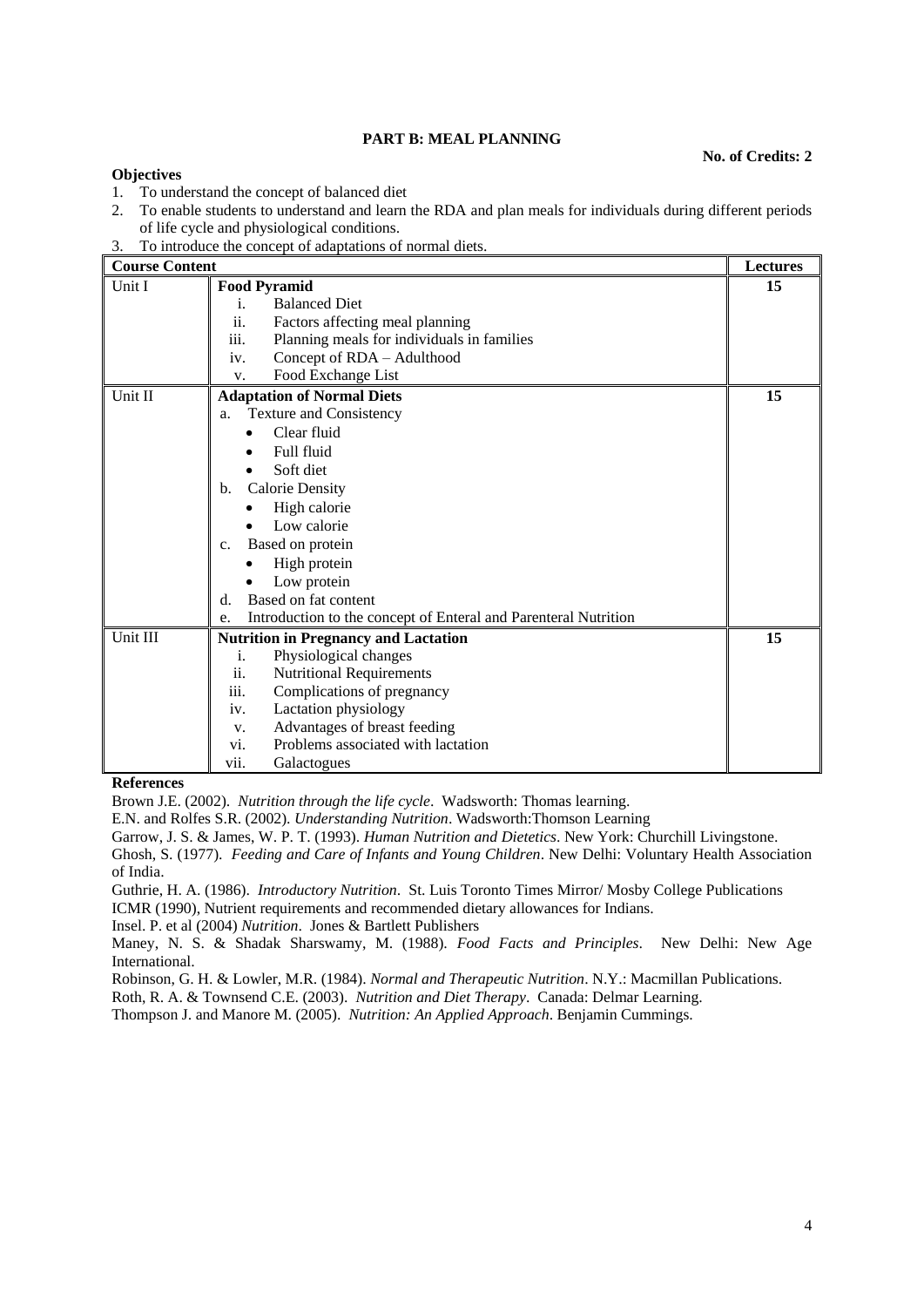## PART B: MEAL PLANNING

**No. of Credits: 2**

**Objectives**

1. To understand the concept of balanced diet
2. To enable students to understand and learn the RDA and plan meals for individuals during different periods of life cycle and physiological conditions.
3. To introduce the concept of adaptations of normal diets.

| Course Content | | Lectures |
|---|---|---|
| Unit I | **Food Pyramid**<br>i. Balanced Diet<br>ii. Factors affecting meal planning<br>iii. Planning meals for individuals in families<br>iv. Concept of RDA – Adulthood<br>v. Food Exchange List | 15 |
| Unit II | **Adaptation of Normal Diets**<br>a. Texture and Consistency<br>• Clear fluid<br>• Full fluid<br>• Soft diet<br>b. Calorie Density<br>• High calorie<br>• Low calorie<br>c. Based on protein<br>• High protein<br>• Low protein<br>d. Based on fat content<br>e. Introduction to the concept of Enteral and Parenteral Nutrition | 15 |
| Unit III | **Nutrition in Pregnancy and Lactation**<br>i. Physiological changes<br>ii. Nutritional Requirements<br>iii. Complications of pregnancy<br>iv. Lactation physiology<br>v. Advantages of breast feeding<br>vi. Problems associated with lactation<br>vii. Galactogues | 15 |

**References**

Brown J.E. (2002). *Nutrition through the life cycle*. Wadsworth: Thomas learning.

E.N. and Rolfes S.R. (2002). *Understanding Nutrition*. Wadsworth:Thomson Learning

Garrow, J. S. & James, W. P. T. (1993). *Human Nutrition and Dietetics*. New York: Churchill Livingstone.

Ghosh, S. (1977). *Feeding and Care of Infants and Young Children*. New Delhi: Voluntary Health Association of India.

Guthrie, H. A. (1986). *Introductory Nutrition*. St. Luis Toronto Times Mirror/ Mosby College Publications

ICMR (1990), Nutrient requirements and recommended dietary allowances for Indians.

Insel. P. et al (2004) *Nutrition*. Jones & Bartlett Publishers

Maney, N. S. & Shadak Sharswamy, M. (1988). *Food Facts and Principles*. New Delhi: New Age International.

Robinson, G. H. & Lowler, M.R. (1984). *Normal and Therapeutic Nutrition*. N.Y.: Macmillan Publications.

Roth, R. A. & Townsend C.E. (2003). *Nutrition and Diet Therapy*. Canada: Delmar Learning.

Thompson J. and Manore M. (2005). *Nutrition: An Applied Approach*. Benjamin Cummings.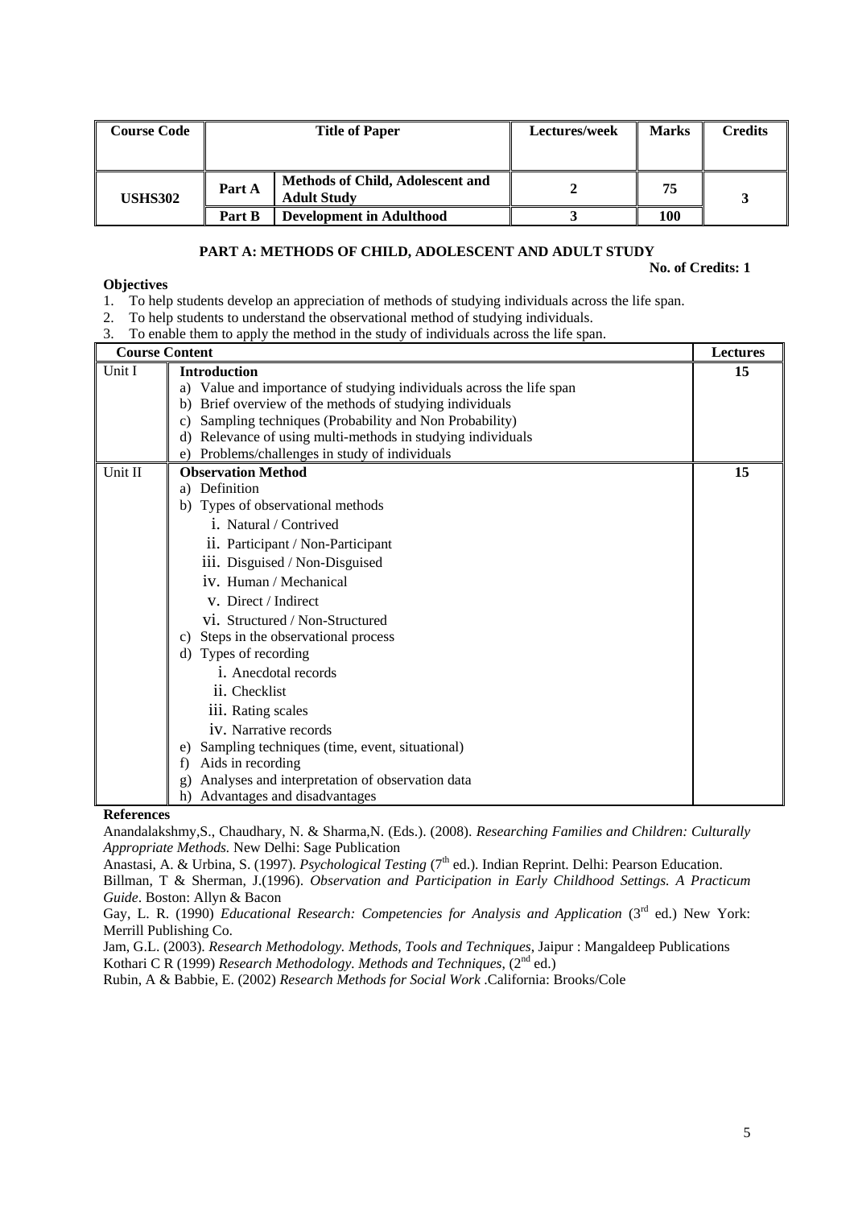| Course Code | Title of Paper | | Lectures/week | Marks | Credits |
|---|---|---|---|---|---|
| USHS302 | Part A | Methods of Child, Adolescent and Adult Study | 2 | 75 | 3 |
| | Part B | Development in Adulthood | 3 | 100 | |

## PART A: METHODS OF CHILD, ADOLESCENT AND ADULT STUDY

**No. of Credits: 1**

**Objectives**

1. To help students develop an appreciation of methods of studying individuals across the life span.
2. To help students to understand the observational method of studying individuals.
3. To enable them to apply the method in the study of individuals across the life span.

| Course Content | | Lectures |
|---|---|---|
| Unit I | **Introduction**<br>a) Value and importance of studying individuals across the life span<br>b) Brief overview of the methods of studying individuals<br>c) Sampling techniques (Probability and Non Probability)<br>d) Relevance of using multi-methods in studying individuals<br>e) Problems/challenges in study of individuals | 15 |
| Unit II | **Observation Method**<br>a) Definition<br>b) Types of observational methods<br>i. Natural / Contrived<br>ii. Participant / Non-Participant<br>iii. Disguised / Non-Disguised<br>iv. Human / Mechanical<br>v. Direct / Indirect<br>vi. Structured / Non-Structured<br>c) Steps in the observational process<br>d) Types of recording<br>i. Anecdotal records<br>ii. Checklist<br>iii. Rating scales<br>iv. Narrative records<br>e) Sampling techniques (time, event, situational)<br>f) Aids in recording<br>g) Analyses and interpretation of observation data<br>h) Advantages and disadvantages | 15 |

**References**

Anandalakshmy,S., Chaudhary, N. & Sharma,N. (Eds.). (2008). *Researching Families and Children: Culturally Appropriate Methods.* New Delhi: Sage Publication

Anastasi, A. & Urbina, S. (1997). *Psychological Testing* (7th ed.). Indian Reprint. Delhi: Pearson Education.

Billman, T & Sherman, J.(1996). *Observation and Participation in Early Childhood Settings. A Practicum Guide*. Boston: Allyn & Bacon

Gay, L. R. (1990) *Educational Research: Competencies for Analysis and Application* (3rd ed.) New York: Merrill Publishing Co.

Jam, G.L. (2003). *Research Methodology. Methods, Tools and Techniques*, Jaipur : Mangaldeep Publications

Kothari C R (1999) *Research Methodology. Methods and Techniques*, (2nd ed.)

Rubin, A & Babbie, E. (2002) *Research Methods for Social Work* .California: Brooks/Cole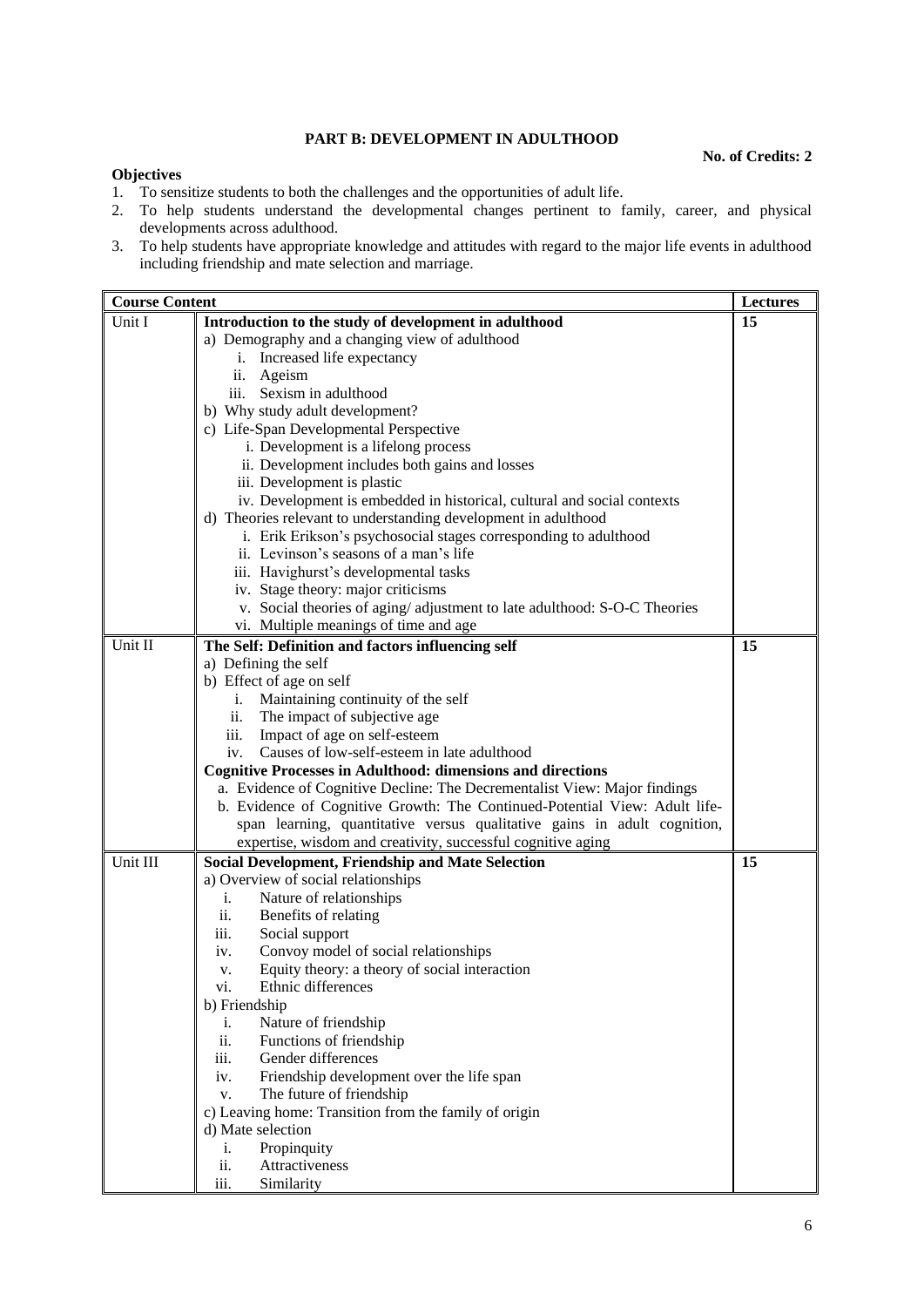## PART B: DEVELOPMENT IN ADULTHOOD

**No. of Credits: 2**

**Objectives**

1. To sensitize students to both the challenges and the opportunities of adult life.
2. To help students understand the developmental changes pertinent to family, career, and physical developments across adulthood.
3. To help students have appropriate knowledge and attitudes with regard to the major life events in adulthood including friendship and mate selection and marriage.

| Course Content | | Lectures |
|---|---|---|
| Unit I | **Introduction to the study of development in adulthood**<br>a) Demography and a changing view of adulthood<br>i. Increased life expectancy<br>ii. Ageism<br>iii. Sexism in adulthood<br>b) Why study adult development?<br>c) Life-Span Developmental Perspective<br>i. Development is a lifelong process<br>ii. Development includes both gains and losses<br>iii. Development is plastic<br>iv. Development is embedded in historical, cultural and social contexts<br>d) Theories relevant to understanding development in adulthood<br>i. Erik Erikson's psychosocial stages corresponding to adulthood<br>ii. Levinson's seasons of a man's life<br>iii. Havighurst's developmental tasks<br>iv. Stage theory: major criticisms<br>v. Social theories of aging/ adjustment to late adulthood: S-O-C Theories<br>vi. Multiple meanings of time and age | **15** |
| Unit II | **The Self: Definition and factors influencing self**<br>a) Defining the self<br>b) Effect of age on self<br>i. Maintaining continuity of the self<br>ii. The impact of subjective age<br>iii. Impact of age on self-esteem<br>iv. Causes of low-self-esteem in late adulthood<br>**Cognitive Processes in Adulthood: dimensions and directions**<br>a. Evidence of Cognitive Decline: The Decrementalist View: Major findings<br>b. Evidence of Cognitive Growth: The Continued-Potential View: Adult life-span learning, quantitative versus qualitative gains in adult cognition, expertise, wisdom and creativity, successful cognitive aging | **15** |
| Unit III | **Social Development, Friendship and Mate Selection**<br>a) Overview of social relationships<br>i. Nature of relationships<br>ii. Benefits of relating<br>iii. Social support<br>iv. Convoy model of social relationships<br>v. Equity theory: a theory of social interaction<br>vi. Ethnic differences<br>b) Friendship<br>i. Nature of friendship<br>ii. Functions of friendship<br>iii. Gender differences<br>iv. Friendship development over the life span<br>v. The future of friendship<br>c) Leaving home: Transition from the family of origin<br>d) Mate selection<br>i. Propinquity<br>ii. Attractiveness<br>iii. Similarity | **15** |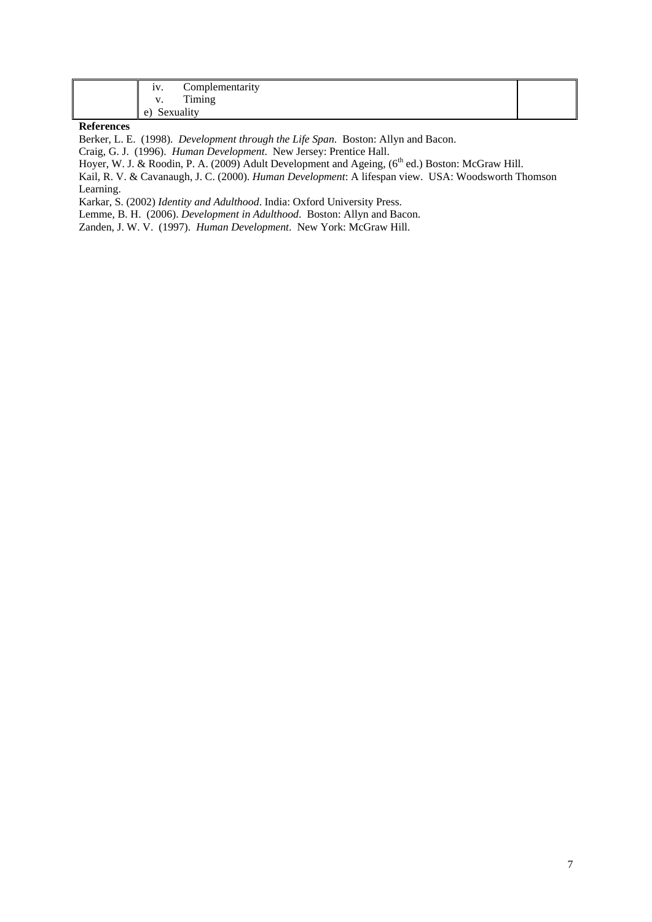|  | iv. Complementarity<br>v. Timing<br>e) Sexuality |  |
| --- | --- | --- |

**References**

Berker, L. E. (1998). *Development through the Life Span*. Boston: Allyn and Bacon.

Craig, G. J. (1996). *Human Development*. New Jersey: Prentice Hall.

Hoyer, W. J. & Roodin, P. A. (2009) Adult Development and Ageing, (6th ed.) Boston: McGraw Hill.

Kail, R. V. & Cavanaugh, J. C. (2000). *Human Development*: A lifespan view. USA: Woodsworth Thomson Learning.

Karkar, S. (2002) *Identity and Adulthood*. India: Oxford University Press.

Lemme, B. H. (2006). *Development in Adulthood*. Boston: Allyn and Bacon.

Zanden, J. W. V. (1997). *Human Development*. New York: McGraw Hill.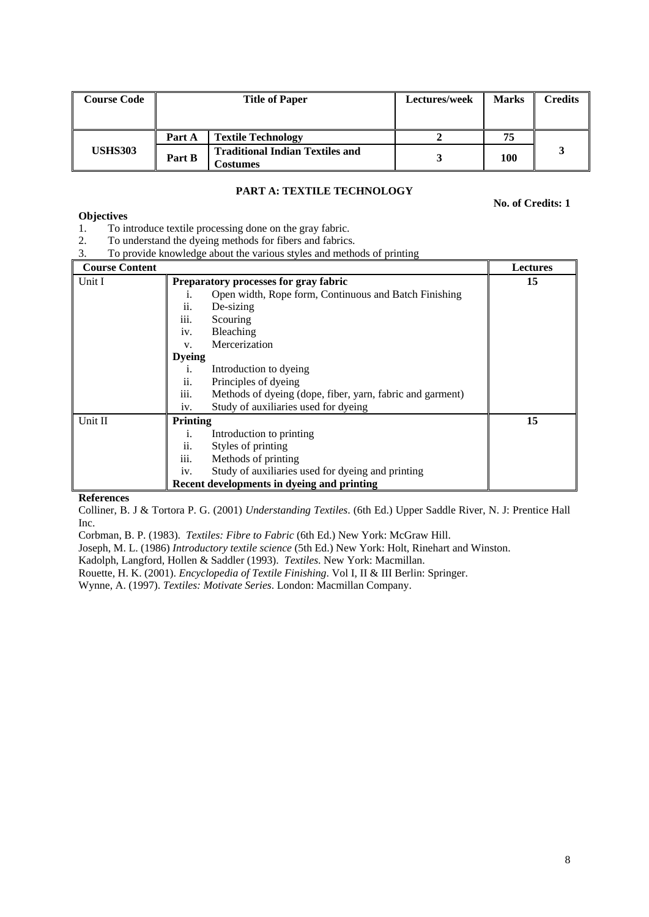| Course Code | Title of Paper | | Lectures/week | Marks | Credits |
|---|---|---|---|---|---|
| USHS303 | Part A | Textile Technology | 2 | 75 | 3 |
| | Part B | Traditional Indian Textiles and Costumes | 3 | 100 | |

## PART A: TEXTILE TECHNOLOGY

**No. of Credits: 1**

**Objectives**

1. To introduce textile processing done on the gray fabric.
2. To understand the dyeing methods for fibers and fabrics.
3. To provide knowledge about the various styles and methods of printing

| Course Content | | Lectures |
|---|---|---|
| Unit I | **Preparatory processes for gray fabric**<br>i. Open width, Rope form, Continuous and Batch Finishing<br>ii. De-sizing<br>iii. Scouring<br>iv. Bleaching<br>v. Mercerization<br>**Dyeing**<br>i. Introduction to dyeing<br>ii. Principles of dyeing<br>iii. Methods of dyeing (dope, fiber, yarn, fabric and garment)<br>iv. Study of auxiliaries used for dyeing | 15 |
| Unit II | **Printing**<br>i. Introduction to printing<br>ii. Styles of printing<br>iii. Methods of printing<br>iv. Study of auxiliaries used for dyeing and printing<br>**Recent developments in dyeing and printing** | 15 |

**References**

Colliner, B. J & Tortora P. G. (2001) *Understanding Textiles*. (6th Ed.) Upper Saddle River, N. J: Prentice Hall Inc.

Corbman, B. P. (1983). *Textiles: Fibre to Fabric* (6th Ed.) New York: McGraw Hill.

Joseph, M. L. (1986) *Introductory textile science* (5th Ed.) New York: Holt, Rinehart and Winston.

Kadolph, Langford, Hollen & Saddler (1993). *Textiles*. New York: Macmillan.

Rouette, H. K. (2001). *Encyclopedia of Textile Finishing*. Vol I, II & III Berlin: Springer.

Wynne, A. (1997). *Textiles: Motivate Series*. London: Macmillan Company.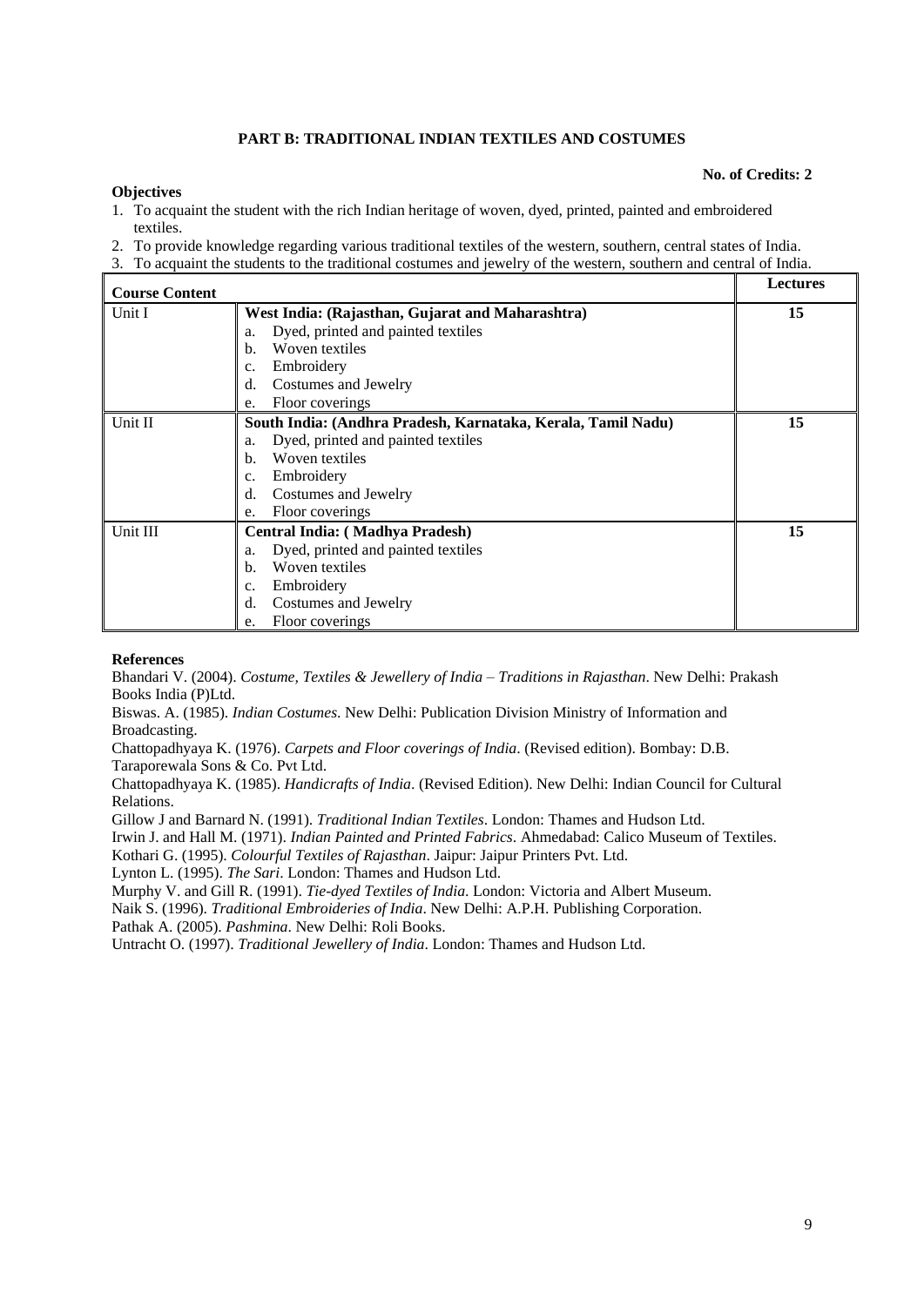## PART B: TRADITIONAL INDIAN TEXTILES AND COSTUMES

**No. of Credits: 2**

**Objectives**

1. To acquaint the student with the rich Indian heritage of woven, dyed, printed, painted and embroidered textiles.
2. To provide knowledge regarding various traditional textiles of the western, southern, central states of India.
3. To acquaint the students to the traditional costumes and jewelry of the western, southern and central of India.

| Course Content | | Lectures |
|---|---|---|
| Unit I | **West India: (Rajasthan, Gujarat and Maharashtra)**<br>a. Dyed, printed and painted textiles<br>b. Woven textiles<br>c. Embroidery<br>d. Costumes and Jewelry<br>e. Floor coverings | **15** |
| Unit II | **South India: (Andhra Pradesh, Karnataka, Kerala, Tamil Nadu)**<br>a. Dyed, printed and painted textiles<br>b. Woven textiles<br>c. Embroidery<br>d. Costumes and Jewelry<br>e. Floor coverings | **15** |
| Unit III | **Central India: ( Madhya Pradesh)**<br>a. Dyed, printed and painted textiles<br>b. Woven textiles<br>c. Embroidery<br>d. Costumes and Jewelry<br>e. Floor coverings | **15** |

**References**

Bhandari V. (2004). *Costume, Textiles & Jewellery of India – Traditions in Rajasthan*. New Delhi: Prakash Books India (P)Ltd.

Biswas. A. (1985). *Indian Costumes*. New Delhi: Publication Division Ministry of Information and Broadcasting.

Chattopadhyaya K. (1976). *Carpets and Floor coverings of India*. (Revised edition). Bombay: D.B. Taraporewala Sons & Co. Pvt Ltd.

Chattopadhyaya K. (1985). *Handicrafts of India*. (Revised Edition). New Delhi: Indian Council for Cultural Relations.

Gillow J and Barnard N. (1991). *Traditional Indian Textiles*. London: Thames and Hudson Ltd.

Irwin J. and Hall M. (1971). *Indian Painted and Printed Fabrics*. Ahmedabad: Calico Museum of Textiles.

Kothari G. (1995). *Colourful Textiles of Rajasthan*. Jaipur: Jaipur Printers Pvt. Ltd.

Lynton L. (1995). *The Sari*. London: Thames and Hudson Ltd.

Murphy V. and Gill R. (1991). *Tie-dyed Textiles of India*. London: Victoria and Albert Museum.

Naik S. (1996). *Traditional Embroideries of India*. New Delhi: A.P.H. Publishing Corporation.

Pathak A. (2005). *Pashmina*. New Delhi: Roli Books.

Untracht O. (1997). *Traditional Jewellery of India*. London: Thames and Hudson Ltd.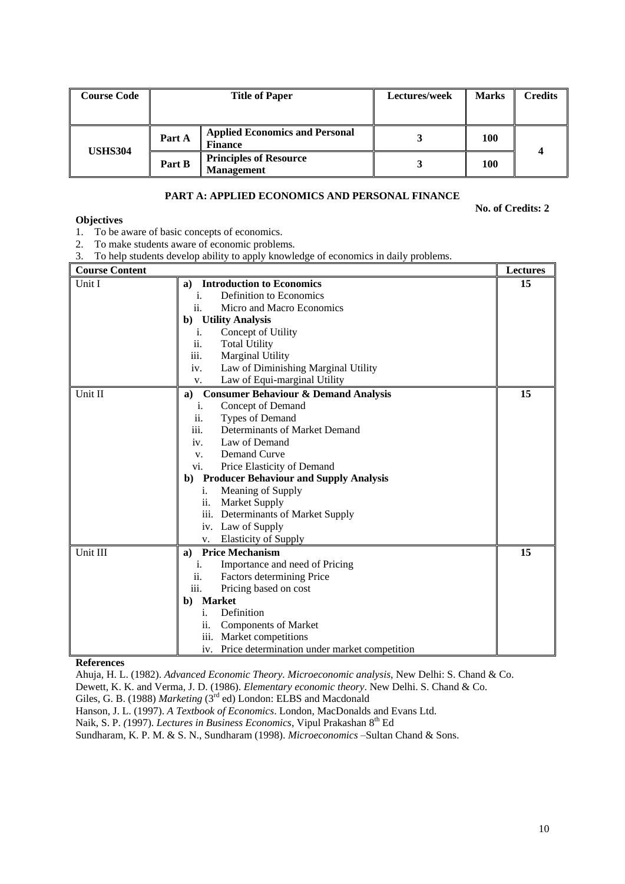| Course Code | Title of Paper | | Lectures/week | Marks | Credits |
|---|---|---|---|---|---|
| USHS304 | Part A | **Applied Economics and Personal Finance** | 3 | 100 | 4 |
| | Part B | **Principles of Resource Management** | 3 | 100 | |

### PART A: APPLIED ECONOMICS AND PERSONAL FINANCE

**No. of Credits: 2**

**Objectives**

1. To be aware of basic concepts of economics.
2. To make students aware of economic problems.
3. To help students develop ability to apply knowledge of economics in daily problems.

| Course Content | | Lectures |
|---|---|---|
| Unit I | **a) Introduction to Economics**<br>i. Definition to Economics<br>ii. Micro and Macro Economics<br>**b) Utility Analysis**<br>i. Concept of Utility<br>ii. Total Utility<br>iii. Marginal Utility<br>iv. Law of Diminishing Marginal Utility<br>v. Law of Equi-marginal Utility | 15 |
| Unit II | **a) Consumer Behaviour & Demand Analysis**<br>i. Concept of Demand<br>ii. Types of Demand<br>iii. Determinants of Market Demand<br>iv. Law of Demand<br>v. Demand Curve<br>vi. Price Elasticity of Demand<br>**b) Producer Behaviour and Supply Analysis**<br>i. Meaning of Supply<br>ii. Market Supply<br>iii. Determinants of Market Supply<br>iv. Law of Supply<br>v. Elasticity of Supply | 15 |
| Unit III | **a) Price Mechanism**<br>i. Importance and need of Pricing<br>ii. Factors determining Price<br>iii. Pricing based on cost<br>**b) Market**<br>i. Definition<br>ii. Components of Market<br>iii. Market competitions<br>iv. Price determination under market competition | 15 |

**References**

Ahuja, H. L. (1982). *Advanced Economic Theory. Microeconomic analysis*, New Delhi: S. Chand & Co.

Dewett, K. K. and Verma, J. D. (1986). *Elementary economic theory*. New Delhi. S. Chand & Co.

Giles, G. B. (1988) *Marketing* (3rd ed) London: ELBS and Macdonald

Hanson, J. L. (1997). *A Textbook of Economics*. London, MacDonalds and Evans Ltd.

Naik, S. P. (1997). *Lectures in Business Economics*, Vipul Prakashan 8th Ed

Sundharam, K. P. M. & S. N., Sundharam (1998). *Microeconomics* –Sultan Chand & Sons.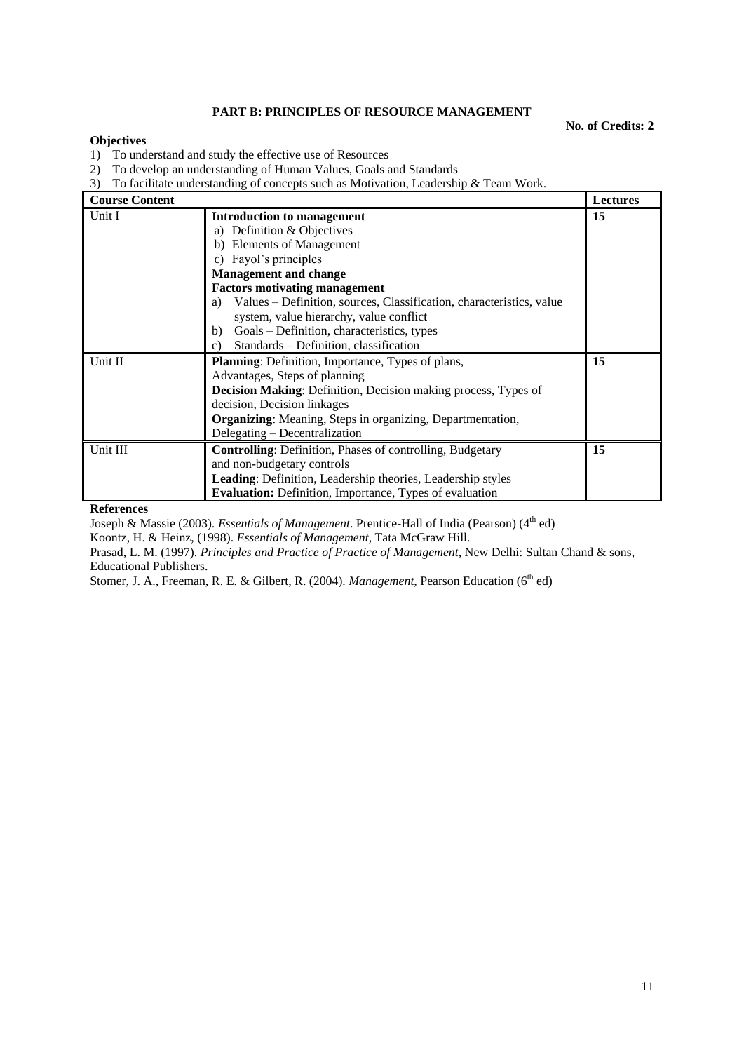## PART B: PRINCIPLES OF RESOURCE MANAGEMENT

**No. of Credits: 2**

**Objectives**

1) To understand and study the effective use of Resources
2) To develop an understanding of Human Values, Goals and Standards
3) To facilitate understanding of concepts such as Motivation, Leadership & Team Work.

| Course Content | | Lectures |
|---|---|---|
| Unit I | **Introduction to management**<br>a) Definition & Objectives<br>b) Elements of Management<br>c) Fayol's principles<br>**Management and change**<br>**Factors motivating management**<br>a) Values – Definition, sources, Classification, characteristics, value system, value hierarchy, value conflict<br>b) Goals – Definition, characteristics, types<br>c) Standards – Definition, classification | **15** |
| Unit II | **Planning**: Definition, Importance, Types of plans, Advantages, Steps of planning<br>**Decision Making**: Definition, Decision making process, Types of decision, Decision linkages<br>**Organizing**: Meaning, Steps in organizing, Departmentation, Delegating – Decentralization | **15** |
| Unit III | **Controlling**: Definition, Phases of controlling, Budgetary and non-budgetary controls<br>**Leading**: Definition, Leadership theories, Leadership styles<br>**Evaluation:** Definition, Importance, Types of evaluation | **15** |

**References**

Joseph & Massie (2003). *Essentials of Management*. Prentice-Hall of India (Pearson) (4th ed)

Koontz, H. & Heinz, (1998). *Essentials of Management*, Tata McGraw Hill.

Prasad, L. M. (1997). *Principles and Practice of Practice of Management*, New Delhi: Sultan Chand & sons, Educational Publishers.

Stomer, J. A., Freeman, R. E. & Gilbert, R. (2004). *Management*, Pearson Education (6th ed)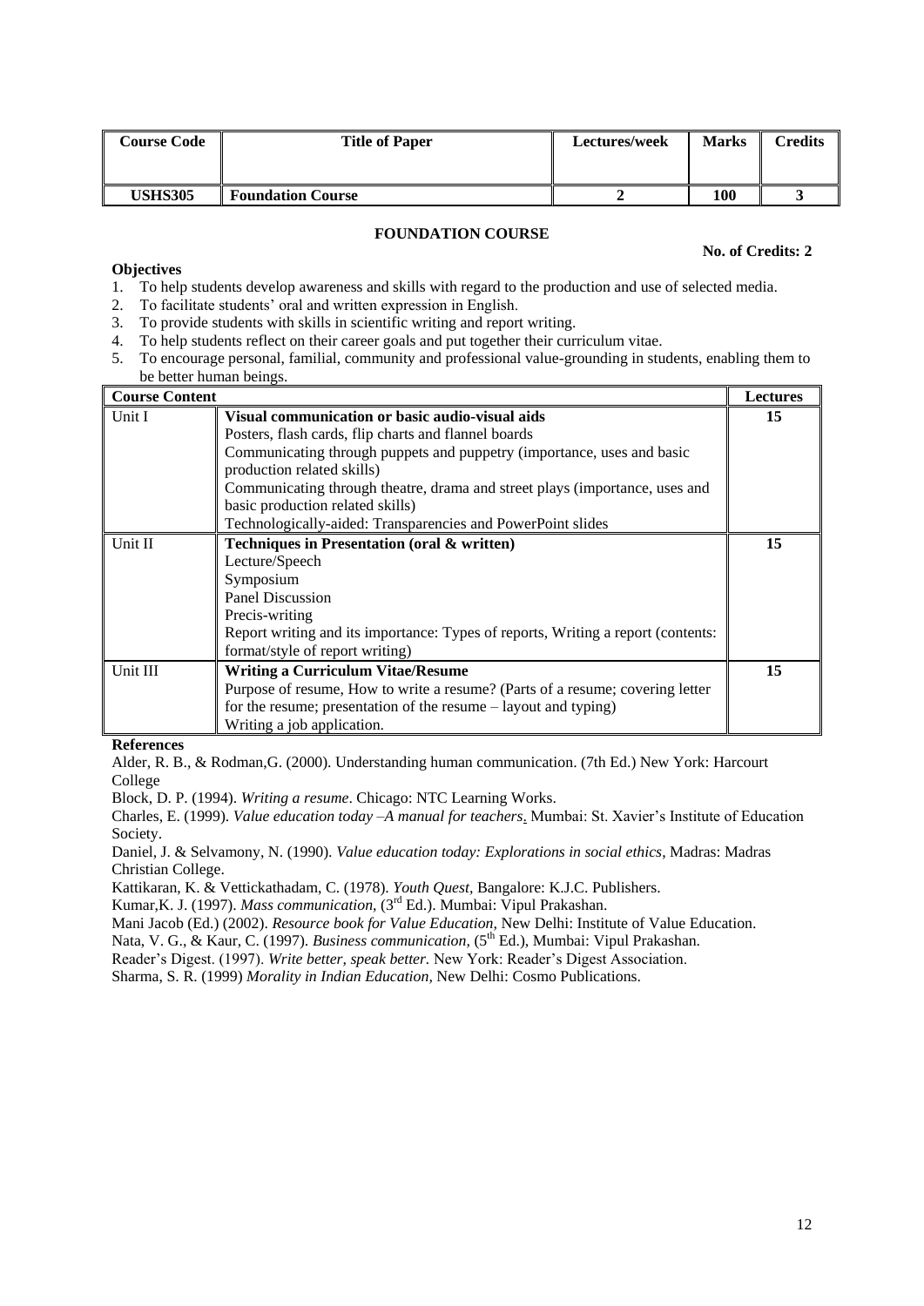| Course Code | Title of Paper | Lectures/week | Marks | Credits |
|---|---|---|---|---|
| **USHS305** | **Foundation Course** | **2** | **100** | **3** |

## FOUNDATION COURSE

**No. of Credits: 2**

**Objectives**

1. To help students develop awareness and skills with regard to the production and use of selected media.
2. To facilitate students' oral and written expression in English.
3. To provide students with skills in scientific writing and report writing.
4. To help students reflect on their career goals and put together their curriculum vitae.
5. To encourage personal, familial, community and professional value-grounding in students, enabling them to be better human beings.

| **Course Content** | | **Lectures** |
|---|---|---|
| Unit I | **Visual communication or basic audio-visual aids**<br>Posters, flash cards, flip charts and flannel boards<br>Communicating through puppets and puppetry (importance, uses and basic production related skills)<br>Communicating through theatre, drama and street plays (importance, uses and basic production related skills)<br>Technologically-aided: Transparencies and PowerPoint slides | **15** |
| Unit II | **Techniques in Presentation (oral & written)**<br>Lecture/Speech<br>Symposium<br>Panel Discussion<br>Precis-writing<br>Report writing and its importance: Types of reports, Writing a report (contents: format/style of report writing) | **15** |
| Unit III | **Writing a Curriculum Vitae/Resume**<br>Purpose of resume, How to write a resume? (Parts of a resume; covering letter for the resume; presentation of the resume – layout and typing)<br>Writing a job application. | **15** |

**References**

Alder, R. B., & Rodman,G. (2000). Understanding human communication. (7th Ed.) New York: Harcourt College

Block, D. P. (1994). *Writing a resume*. Chicago: NTC Learning Works.

Charles, E. (1999). *Value education today –A manual for teachers*. Mumbai: St. Xavier's Institute of Education Society.

Daniel, J. & Selvamony, N. (1990). *Value education today: Explorations in social ethics*, Madras: Madras Christian College.

Kattikaran, K. & Vettickathadam, C. (1978). *Youth Quest,* Bangalore: K.J.C. Publishers.

Kumar,K. J. (1997). *Mass communication,* (3rd Ed.). Mumbai: Vipul Prakashan.

Mani Jacob (Ed.) (2002). *Resource book for Value Education*, New Delhi: Institute of Value Education.

Nata, V. G., & Kaur, C. (1997). *Business communication,* (5th Ed.), Mumbai: Vipul Prakashan.

Reader's Digest. (1997). *Write better, speak better.* New York: Reader's Digest Association.

Sharma, S. R. (1999) *Morality in Indian Education,* New Delhi: Cosmo Publications.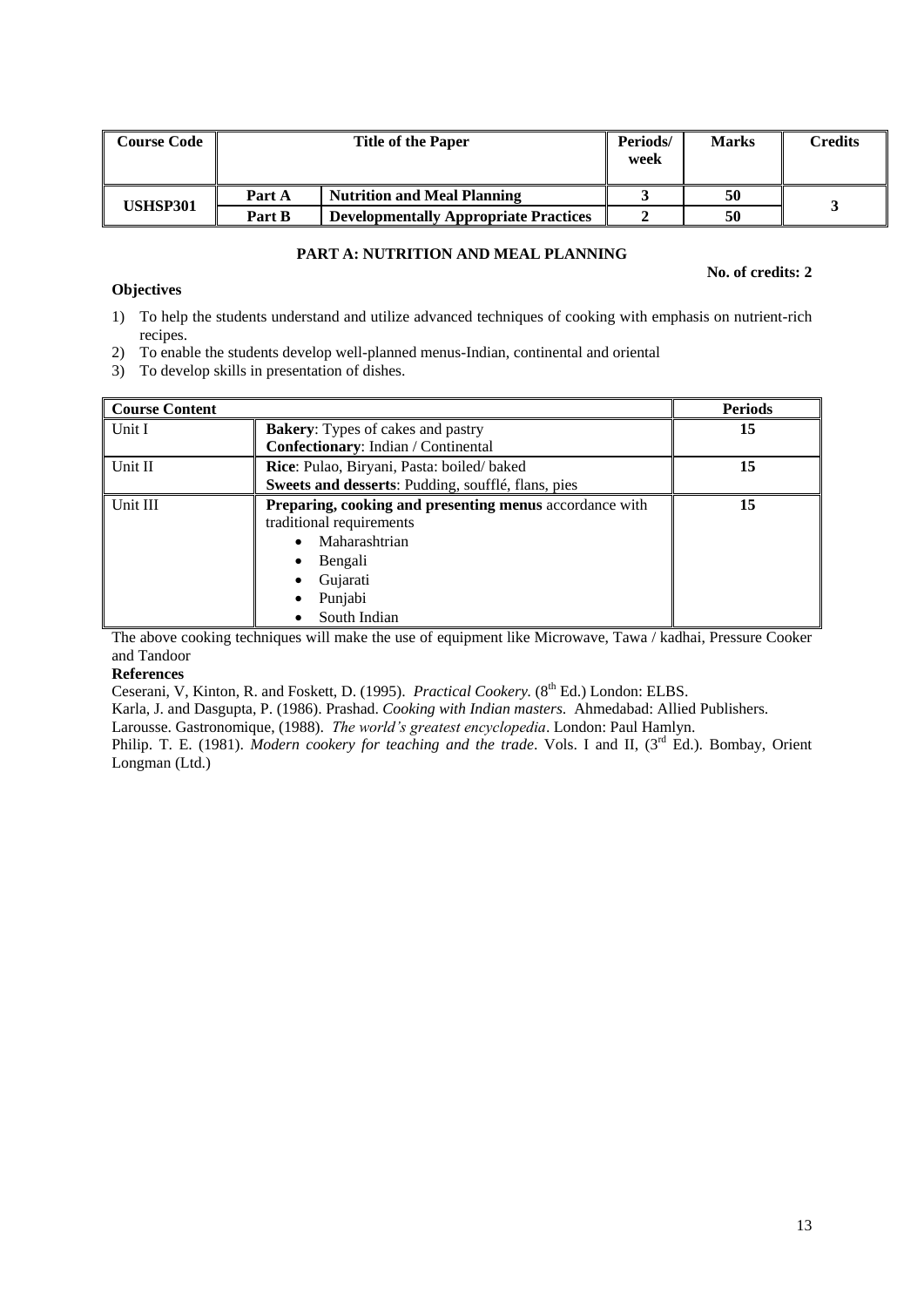| Course Code | Title of the Paper | | Periods/ week | Marks | Credits |
|---|---|---|---|---|---|
| **USHSP301** | **Part A** | **Nutrition and Meal Planning** | **3** | **50** | **3** |
| | **Part B** | **Developmentally Appropriate Practices** | **2** | **50** | |

## PART A: NUTRITION AND MEAL PLANNING

**No. of credits: 2**

### Objectives

1) To help the students understand and utilize advanced techniques of cooking with emphasis on nutrient-rich recipes.
2) To enable the students develop well-planned menus-Indian, continental and oriental
3) To develop skills in presentation of dishes.

| Course Content | | Periods |
|---|---|---|
| Unit I | **Bakery**: Types of cakes and pastry<br>**Confectionary**: Indian / Continental | 15 |
| Unit II | **Rice**: Pulao, Biryani, Pasta: boiled/ baked<br>**Sweets and desserts**: Pudding, soufflé, flans, pies | 15 |
| Unit III | **Preparing, cooking and presenting menus** accordance with traditional requirements<br>• Maharashtrian<br>• Bengali<br>• Gujarati<br>• Punjabi<br>• South Indian | 15 |

The above cooking techniques will make the use of equipment like Microwave, Tawa / kadhai, Pressure Cooker and Tandoor

**References**

Ceserani, V, Kinton, R. and Foskett, D. (1995). *Practical Cookery.* (8th Ed.) London: ELBS.

Karla, J. and Dasgupta, P. (1986). Prashad. *Cooking with Indian masters.* Ahmedabad: Allied Publishers.

Larousse. Gastronomique, (1988). *The world's greatest encyclopedia*. London: Paul Hamlyn.

Philip. T. E. (1981). *Modern cookery for teaching and the trade*. Vols. I and II, (3rd Ed.). Bombay, Orient Longman (Ltd.)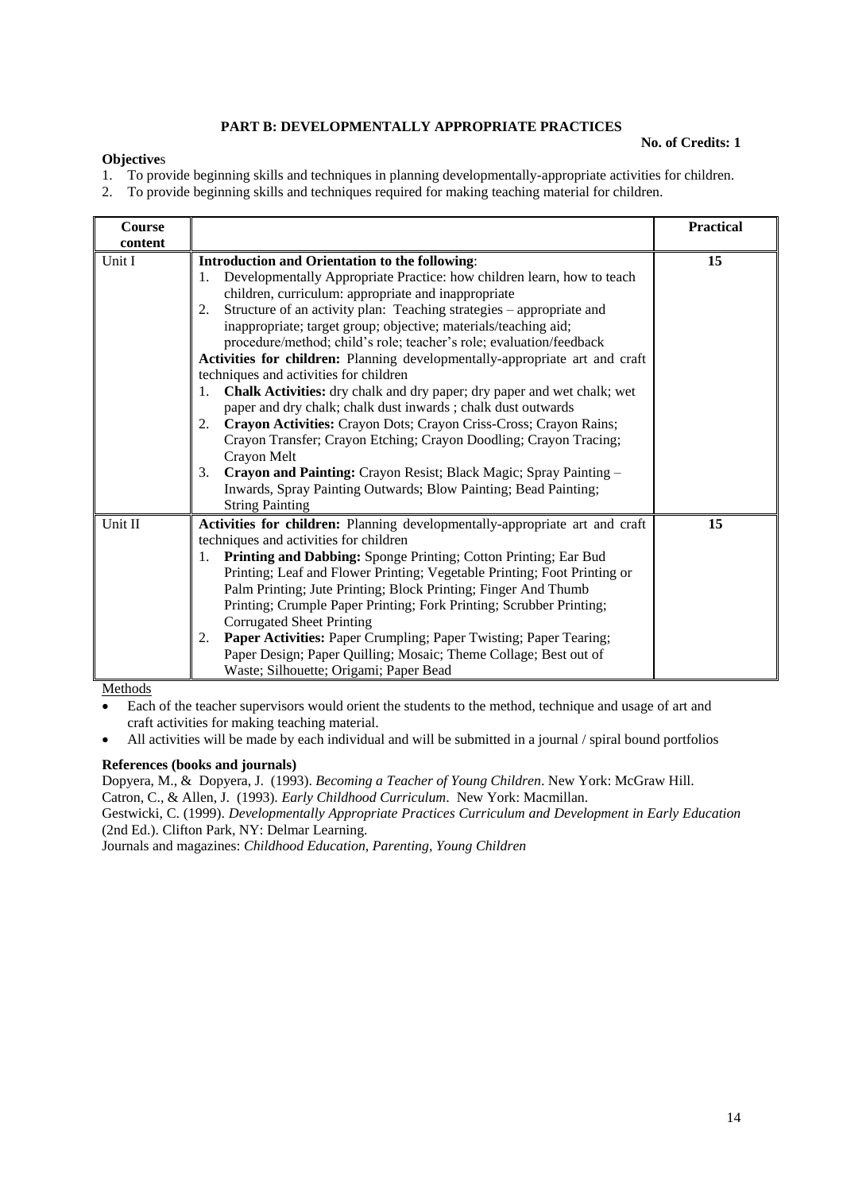## PART B: DEVELOPMENTALLY APPROPRIATE PRACTICES

**No. of Credits: 1**

**Objectives**

1. To provide beginning skills and techniques in planning developmentally-appropriate activities for children.
2. To provide beginning skills and techniques required for making teaching material for children.

| Course content | | Practical |
|---|---|---|
| Unit I | **Introduction and Orientation to the following**:<br>1. Developmentally Appropriate Practice: how children learn, how to teach children, curriculum: appropriate and inappropriate<br>2. Structure of an activity plan: Teaching strategies – appropriate and inappropriate; target group; objective; materials/teaching aid; procedure/method; child's role; teacher's role; evaluation/feedback<br>**Activities for children:** Planning developmentally-appropriate art and craft techniques and activities for children<br>1. **Chalk Activities:** dry chalk and dry paper; dry paper and wet chalk; wet paper and dry chalk; chalk dust inwards ; chalk dust outwards<br>2. **Crayon Activities:** Crayon Dots; Crayon Criss-Cross; Crayon Rains; Crayon Transfer; Crayon Etching; Crayon Doodling; Crayon Tracing; Crayon Melt<br>3. **Crayon and Painting:** Crayon Resist; Black Magic; Spray Painting – Inwards, Spray Painting Outwards; Blow Painting; Bead Painting; String Painting | **15** |
| Unit II | **Activities for children:** Planning developmentally-appropriate art and craft techniques and activities for children<br>1. **Printing and Dabbing:** Sponge Printing; Cotton Printing; Ear Bud Printing; Leaf and Flower Printing; Vegetable Printing; Foot Printing or Palm Printing; Jute Printing; Block Printing; Finger And Thumb Printing; Crumple Paper Printing; Fork Printing; Scrubber Printing; Corrugated Sheet Printing<br>2. **Paper Activities:** Paper Crumpling; Paper Twisting; Paper Tearing; Paper Design; Paper Quilling; Mosaic; Theme Collage; Best out of Waste; Silhouette; Origami; Paper Bead | **15** |

Methods

- Each of the teacher supervisors would orient the students to the method, technique and usage of art and craft activities for making teaching material.
- All activities will be made by each individual and will be submitted in a journal / spiral bound portfolios

**References (books and journals)**

Dopyera, M., & Dopyera, J. (1993). *Becoming a Teacher of Young Children*. New York: McGraw Hill.
Catron, C., & Allen, J. (1993). *Early Childhood Curriculum*. New York: Macmillan.
Gestwicki, C. (1999). *Developmentally Appropriate Practices Curriculum and Development in Early Education* (2nd Ed.). Clifton Park, NY: Delmar Learning.
Journals and magazines: *Childhood Education, Parenting, Young Children*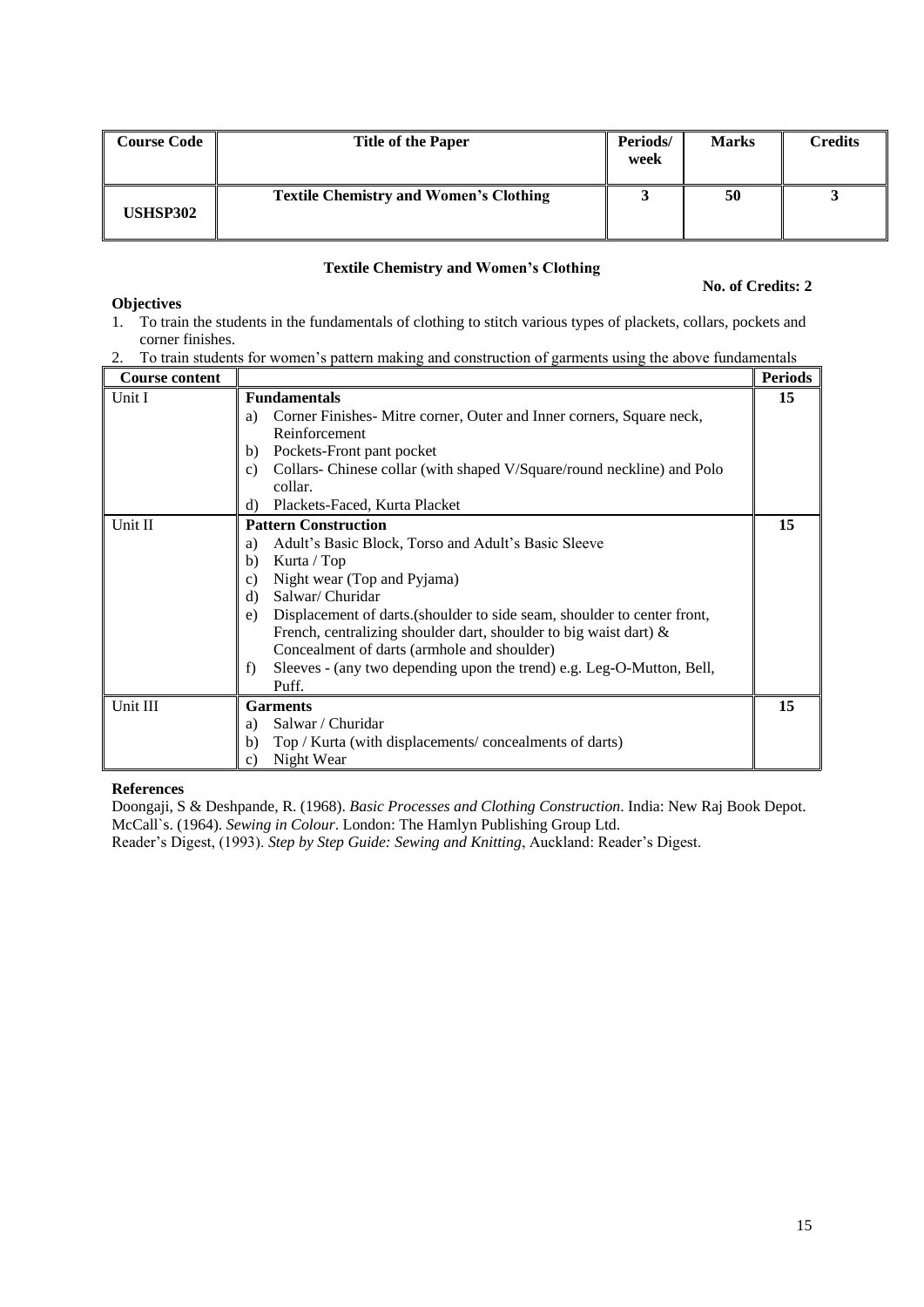| Course Code | Title of the Paper | Periods/ week | Marks | Credits |
|---|---|---|---|---|
| **USHSP302** | **Textile Chemistry and Women's Clothing** | **3** | **50** | **3** |

### Textile Chemistry and Women's Clothing

**No. of Credits: 2**

**Objectives**

1. To train the students in the fundamentals of clothing to stitch various types of plackets, collars, pockets and corner finishes.
2. To train students for women's pattern making and construction of garments using the above fundamentals

| Course content | | Periods |
|---|---|---|
| Unit I | **Fundamentals**<br>a) Corner Finishes- Mitre corner, Outer and Inner corners, Square neck, Reinforcement<br>b) Pockets-Front pant pocket<br>c) Collars- Chinese collar (with shaped V/Square/round neckline) and Polo collar.<br>d) Plackets-Faced, Kurta Placket | 15 |
| Unit II | **Pattern Construction**<br>a) Adult's Basic Block, Torso and Adult's Basic Sleeve<br>b) Kurta / Top<br>c) Night wear (Top and Pyjama)<br>d) Salwar/ Churidar<br>e) Displacement of darts.(shoulder to side seam, shoulder to center front, French, centralizing shoulder dart, shoulder to big waist dart) & Concealment of darts (armhole and shoulder)<br>f) Sleeves - (any two depending upon the trend) e.g. Leg-O-Mutton, Bell, Puff. | 15 |
| Unit III | **Garments**<br>a) Salwar / Churidar<br>b) Top / Kurta (with displacements/ concealments of darts)<br>c) Night Wear | 15 |

**References**

Doongaji, S & Deshpande, R. (1968). *Basic Processes and Clothing Construction*. India: New Raj Book Depot.
McCall`s. (1964). *Sewing in Colour*. London: The Hamlyn Publishing Group Ltd.
Reader's Digest, (1993). *Step by Step Guide: Sewing and Knitting*, Auckland: Reader's Digest.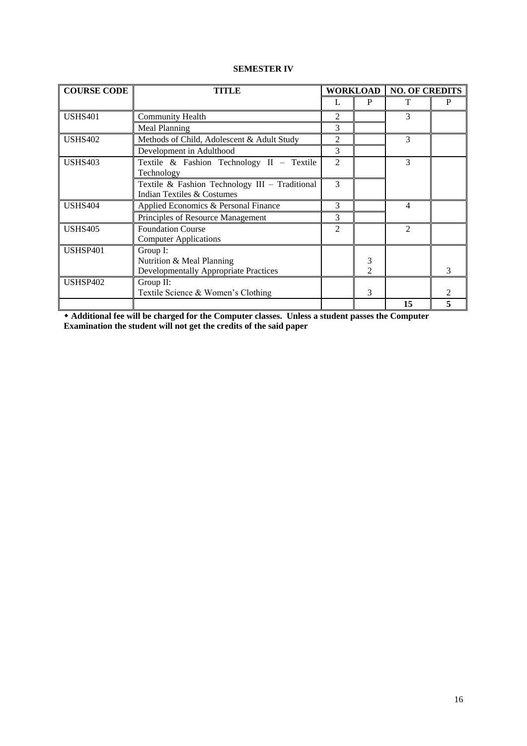**SEMESTER IV**

| COURSE CODE | TITLE | WORKLOAD | | NO. OF CREDITS | |
|---|---|---|---|---|---|
| | | L | P | T | P |
| USHS401 | Community Health | 2 | | 3 | |
| | Meal Planning | 3 | | | |
| USHS402 | Methods of Child, Adolescent & Adult Study | 2 | | 3 | |
| | Development in Adulthood | 3 | | | |
| USHS403 | Textile & Fashion Technology II – Textile Technology | 2 | | 3 | |
| | Textile & Fashion Technology III – Traditional Indian Textiles & Costumes | 3 | | | |
| USHS404 | Applied Economics & Personal Finance | 3 | | 4 | |
| | Principles of Resource Management | 3 | | | |
| USHS405 | Foundation Course<br>Computer Applications | 2 | | 2 | |
| USHSP401 | Group I:<br>Nutrition & Meal Planning<br>Developmentally Appropriate Practices | | <br>3<br>2 | | 3 |
| USHSP402 | Group II:<br>Textile Science & Women's Clothing | | 3 | | 2 |
| | | | | **15** | **5** |

**◆ Additional fee will be charged for the Computer classes. Unless a student passes the Computer Examination the student will not get the credits of the said paper**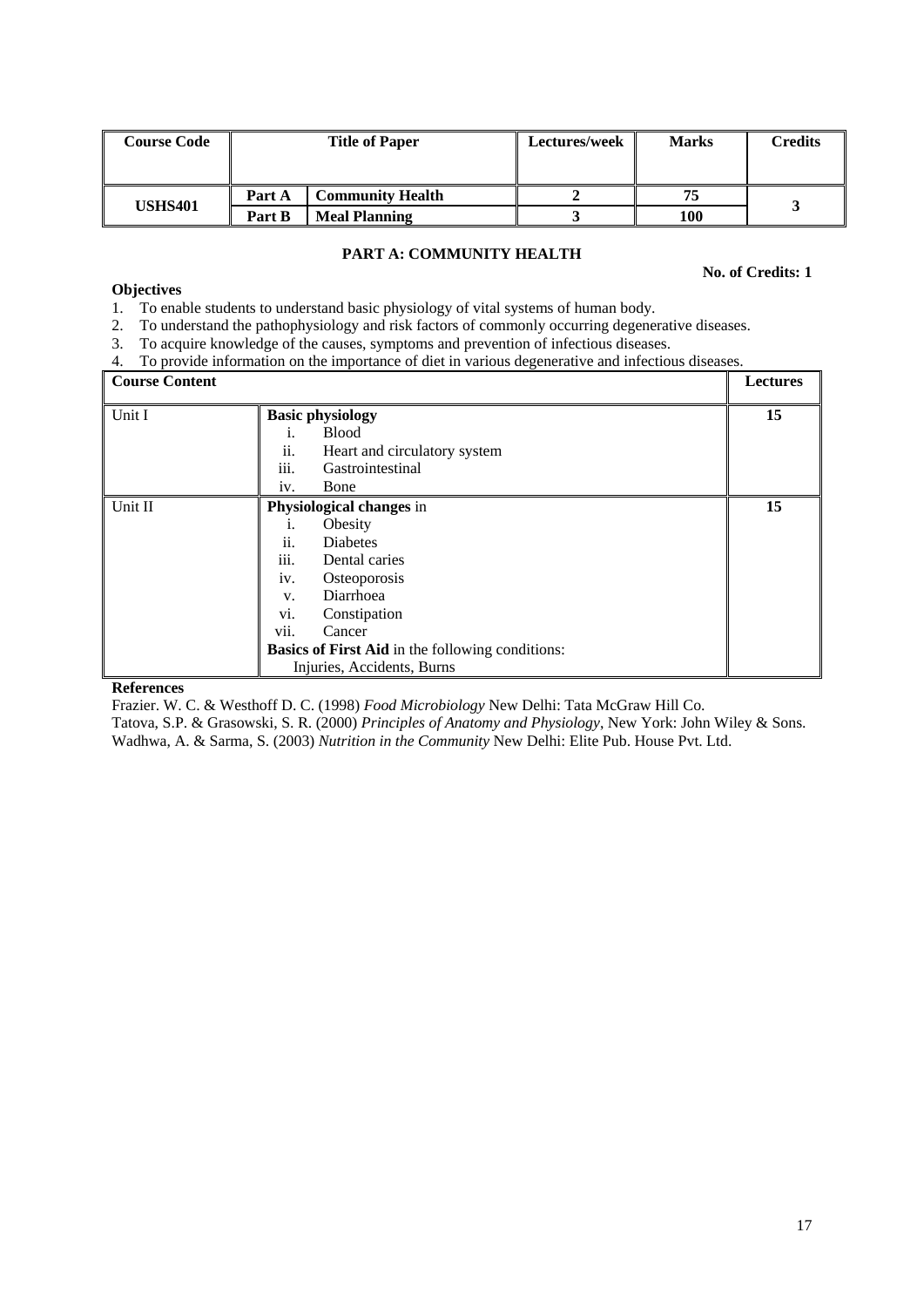| Course Code | Title of Paper | | Lectures/week | Marks | Credits |
|---|---|---|---|---|---|
| USHS401 | Part A | Community Health | 2 | 75 | 3 |
| | Part B | Meal Planning | 3 | 100 | |

## PART A: COMMUNITY HEALTH

**No. of Credits: 1**

**Objectives**

1. To enable students to understand basic physiology of vital systems of human body.
2. To understand the pathophysiology and risk factors of commonly occurring degenerative diseases.
3. To acquire knowledge of the causes, symptoms and prevention of infectious diseases.
4. To provide information on the importance of diet in various degenerative and infectious diseases.

| Course Content | | Lectures |
|---|---|---|
| Unit I | **Basic physiology**<br>i. Blood<br>ii. Heart and circulatory system<br>iii. Gastrointestinal<br>iv. Bone | 15 |
| Unit II | **Physiological changes** in<br>i. Obesity<br>ii. Diabetes<br>iii. Dental caries<br>iv. Osteoporosis<br>v. Diarrhoea<br>vi. Constipation<br>vii. Cancer<br>**Basics of First Aid** in the following conditions:<br>Injuries, Accidents, Burns | 15 |

**References**

Frazier. W. C. & Westhoff D. C. (1998) *Food Microbiology* New Delhi: Tata McGraw Hill Co.
Tatova, S.P. & Grasowski, S. R. (2000) *Principles of Anatomy and Physiology*, New York: John Wiley & Sons.
Wadhwa, A. & Sarma, S. (2003) *Nutrition in the Community* New Delhi: Elite Pub. House Pvt. Ltd.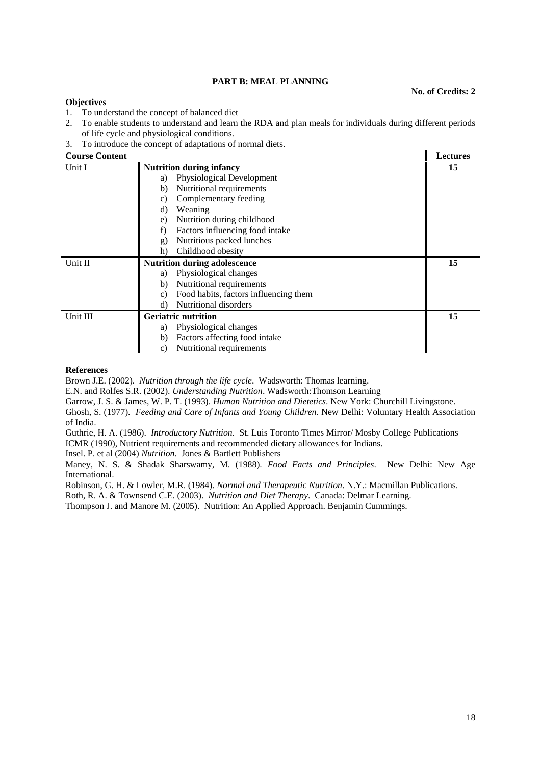## PART B: MEAL PLANNING

**No. of Credits: 2**

**Objectives**

1. To understand the concept of balanced diet
2. To enable students to understand and learn the RDA and plan meals for individuals during different periods of life cycle and physiological conditions.
3. To introduce the concept of adaptations of normal diets.

| Course Content | | Lectures |
|---|---|---|
| Unit I | **Nutrition during infancy**<br>a) Physiological Development<br>b) Nutritional requirements<br>c) Complementary feeding<br>d) Weaning<br>e) Nutrition during childhood<br>f) Factors influencing food intake<br>g) Nutritious packed lunches<br>h) Childhood obesity | **15** |
| Unit II | **Nutrition during adolescence**<br>a) Physiological changes<br>b) Nutritional requirements<br>c) Food habits, factors influencing them<br>d) Nutritional disorders | **15** |
| Unit III | **Geriatric nutrition**<br>a) Physiological changes<br>b) Factors affecting food intake<br>c) Nutritional requirements | **15** |

**References**

Brown J.E. (2002). *Nutrition through the life cycle*. Wadsworth: Thomas learning.

E.N. and Rolfes S.R. (2002). *Understanding Nutrition*. Wadsworth:Thomson Learning

Garrow, J. S. & James, W. P. T. (1993). *Human Nutrition and Dietetics*. New York: Churchill Livingstone.

Ghosh, S. (1977). *Feeding and Care of Infants and Young Children*. New Delhi: Voluntary Health Association of India.

Guthrie, H. A. (1986). *Introductory Nutrition*. St. Luis Toronto Times Mirror/ Mosby College Publications

ICMR (1990), Nutrient requirements and recommended dietary allowances for Indians.

Insel. P. et al (2004) *Nutrition*. Jones & Bartlett Publishers

Maney, N. S. & Shadak Sharswamy, M. (1988). *Food Facts and Principles*. New Delhi: New Age International.

Robinson, G. H. & Lowler, M.R. (1984). *Normal and Therapeutic Nutrition*. N.Y.: Macmillan Publications.

Roth, R. A. & Townsend C.E. (2003). *Nutrition and Diet Therapy*. Canada: Delmar Learning.

Thompson J. and Manore M. (2005). Nutrition: An Applied Approach. Benjamin Cummings.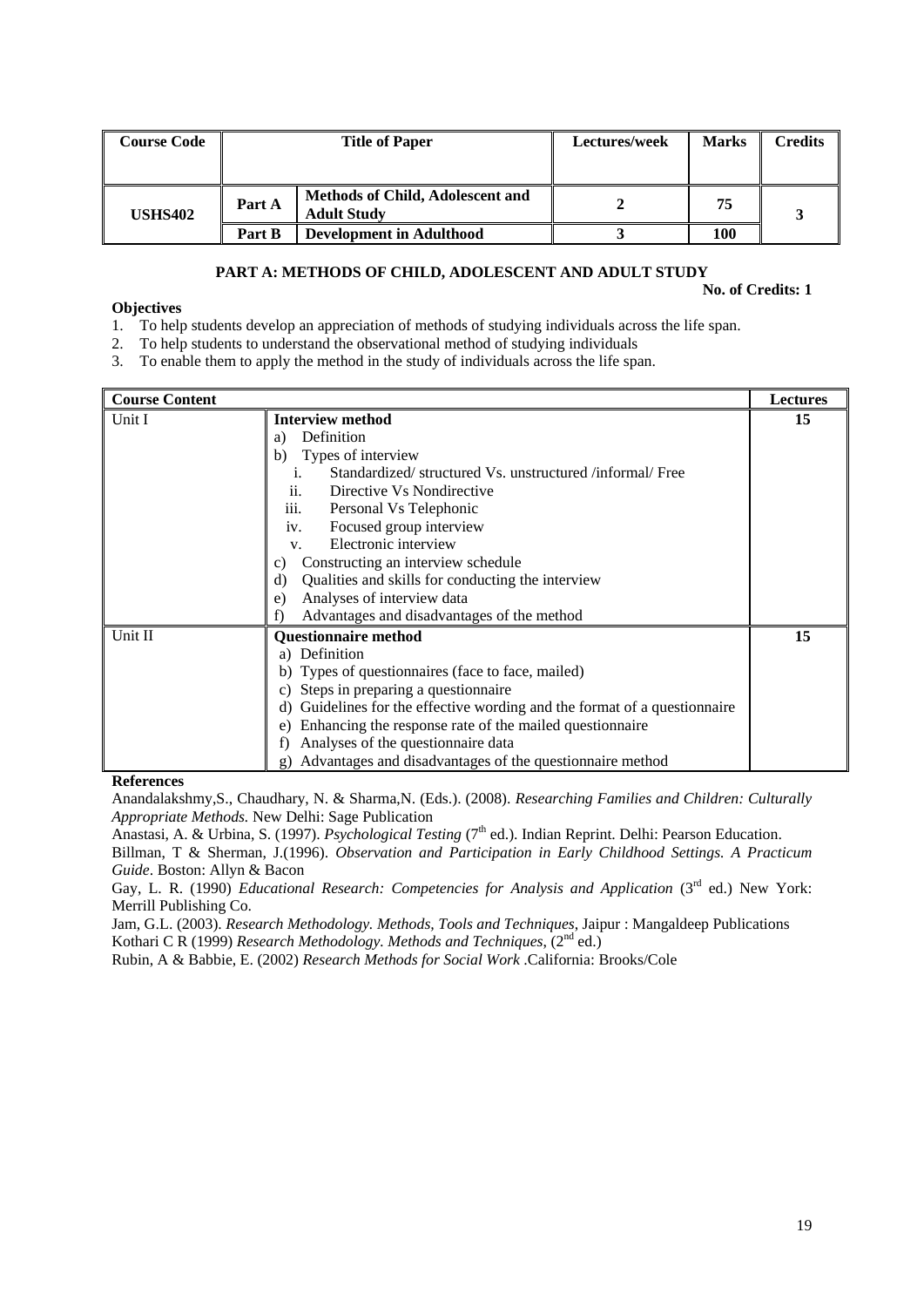| Course Code | Title of Paper | | Lectures/week | Marks | Credits |
|---|---|---|---|---|---|
| USHS402 | Part A | Methods of Child, Adolescent and Adult Study | 2 | 75 | 3 |
| | Part B | Development in Adulthood | 3 | 100 | |

## PART A: METHODS OF CHILD, ADOLESCENT AND ADULT STUDY

**No. of Credits: 1**

**Objectives**

1. To help students develop an appreciation of methods of studying individuals across the life span.
2. To help students to understand the observational method of studying individuals
3. To enable them to apply the method in the study of individuals across the life span.

| Course Content | | Lectures |
|---|---|---|
| Unit I | **Interview method**<br>a) Definition<br>b) Types of interview<br>i. Standardized/ structured Vs. unstructured /informal/ Free<br>ii. Directive Vs Nondirective<br>iii. Personal Vs Telephonic<br>iv. Focused group interview<br>v. Electronic interview<br>c) Constructing an interview schedule<br>d) Qualities and skills for conducting the interview<br>e) Analyses of interview data<br>f) Advantages and disadvantages of the method | 15 |
| Unit II | **Questionnaire method**<br>a) Definition<br>b) Types of questionnaires (face to face, mailed)<br>c) Steps in preparing a questionnaire<br>d) Guidelines for the effective wording and the format of a questionnaire<br>e) Enhancing the response rate of the mailed questionnaire<br>f) Analyses of the questionnaire data<br>g) Advantages and disadvantages of the questionnaire method | 15 |

**References**

Anandalakshmy,S., Chaudhary, N. & Sharma,N. (Eds.). (2008). *Researching Families and Children: Culturally Appropriate Methods.* New Delhi: Sage Publication

Anastasi, A. & Urbina, S. (1997). *Psychological Testing* (7th ed.). Indian Reprint. Delhi: Pearson Education.

Billman, T & Sherman, J.(1996). *Observation and Participation in Early Childhood Settings. A Practicum Guide*. Boston: Allyn & Bacon

Gay, L. R. (1990) *Educational Research: Competencies for Analysis and Application* (3rd ed.) New York: Merrill Publishing Co.

Jam, G.L. (2003). *Research Methodology. Methods, Tools and Techniques*, Jaipur : Mangaldeep Publications

Kothari C R (1999) *Research Methodology. Methods and Techniques*, (2nd ed.)

Rubin, A & Babbie, E. (2002) *Research Methods for Social Work* .California: Brooks/Cole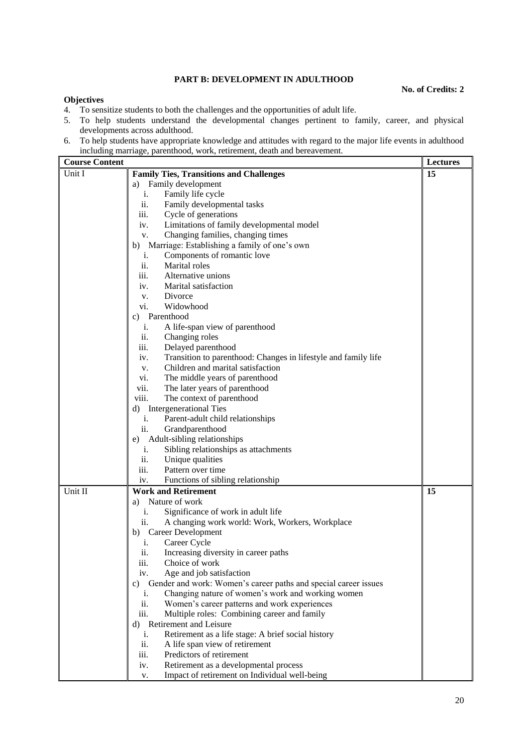**PART B: DEVELOPMENT IN ADULTHOOD**

**No. of Credits: 2**

**Objectives**

4. To sensitize students to both the challenges and the opportunities of adult life.
5. To help students understand the developmental changes pertinent to family, career, and physical developments across adulthood.
6. To help students have appropriate knowledge and attitudes with regard to the major life events in adulthood including marriage, parenthood, work, retirement, death and bereavement.

| **Course Content** | | **Lectures** |
|---|---|---|
| Unit I | **Family Ties, Transitions and Challenges**<br>a) Family development<br>i. Family life cycle<br>ii. Family developmental tasks<br>iii. Cycle of generations<br>iv. Limitations of family developmental model<br>v. Changing families, changing times<br>b) Marriage: Establishing a family of one's own<br>i. Components of romantic love<br>ii. Marital roles<br>iii. Alternative unions<br>iv. Marital satisfaction<br>v. Divorce<br>vi. Widowhood<br>c) Parenthood<br>i. A life-span view of parenthood<br>ii. Changing roles<br>iii. Delayed parenthood<br>iv. Transition to parenthood: Changes in lifestyle and family life<br>v. Children and marital satisfaction<br>vi. The middle years of parenthood<br>vii. The later years of parenthood<br>viii. The context of parenthood<br>d) Intergenerational Ties<br>i. Parent-adult child relationships<br>ii. Grandparenthood<br>e) Adult-sibling relationships<br>i. Sibling relationships as attachments<br>ii. Unique qualities<br>iii. Pattern over time<br>iv. Functions of sibling relationship | **15** |
| Unit II | **Work and Retirement**<br>a) Nature of work<br>i. Significance of work in adult life<br>ii. A changing work world: Work, Workers, Workplace<br>b) Career Development<br>i. Career Cycle<br>ii. Increasing diversity in career paths<br>iii. Choice of work<br>iv. Age and job satisfaction<br>c) Gender and work: Women's career paths and special career issues<br>i. Changing nature of women's work and working women<br>ii. Women's career patterns and work experiences<br>iii. Multiple roles: Combining career and family<br>d) Retirement and Leisure<br>i. Retirement as a life stage: A brief social history<br>ii. A life span view of retirement<br>iii. Predictors of retirement<br>iv. Retirement as a developmental process<br>v. Impact of retirement on Individual well-being | **15** |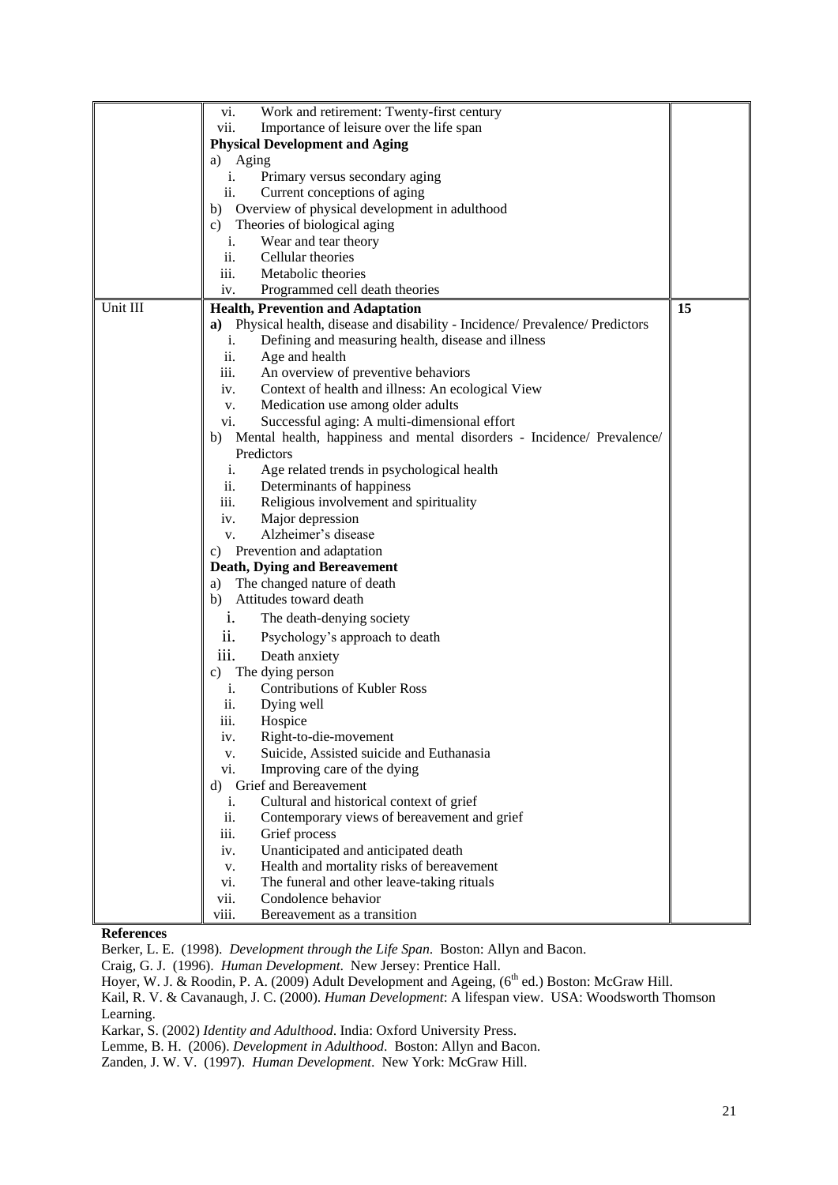| | | |
|---|---|---|
| | vi. Work and retirement: Twenty-first century<br>vii. Importance of leisure over the life span<br>**Physical Development and Aging**<br>a) Aging<br>i. Primary versus secondary aging<br>ii. Current conceptions of aging<br>b) Overview of physical development in adulthood<br>c) Theories of biological aging<br>i. Wear and tear theory<br>ii. Cellular theories<br>iii. Metabolic theories<br>iv. Programmed cell death theories | |
| Unit III | **Health, Prevention and Adaptation**<br>**a)** Physical health, disease and disability - Incidence/ Prevalence/ Predictors<br>i. Defining and measuring health, disease and illness<br>ii. Age and health<br>iii. An overview of preventive behaviors<br>iv. Context of health and illness: An ecological View<br>v. Medication use among older adults<br>vi. Successful aging: A multi-dimensional effort<br>b) Mental health, happiness and mental disorders - Incidence/ Prevalence/ Predictors<br>i. Age related trends in psychological health<br>ii. Determinants of happiness<br>iii. Religious involvement and spirituality<br>iv. Major depression<br>v. Alzheimer's disease<br>c) Prevention and adaptation<br>**Death, Dying and Bereavement**<br>a) The changed nature of death<br>b) Attitudes toward death<br>i. The death-denying society<br>ii. Psychology's approach to death<br>iii. Death anxiety<br>c) The dying person<br>i. Contributions of Kubler Ross<br>ii. Dying well<br>iii. Hospice<br>iv. Right-to-die-movement<br>v. Suicide, Assisted suicide and Euthanasia<br>vi. Improving care of the dying<br>d) Grief and Bereavement<br>i. Cultural and historical context of grief<br>ii. Contemporary views of bereavement and grief<br>iii. Grief process<br>iv. Unanticipated and anticipated death<br>v. Health and mortality risks of bereavement<br>vi. The funeral and other leave-taking rituals<br>vii. Condolence behavior<br>viii. Bereavement as a transition | **15** |

**References**

Berker, L. E. (1998). *Development through the Life Span*. Boston: Allyn and Bacon.

Craig, G. J. (1996). *Human Development*. New Jersey: Prentice Hall.

Hoyer, W. J. & Roodin, P. A. (2009) Adult Development and Ageing, (6th ed.) Boston: McGraw Hill.

Kail, R. V. & Cavanaugh, J. C. (2000). *Human Development*: A lifespan view. USA: Woodsworth Thomson Learning.

Karkar, S. (2002) *Identity and Adulthood*. India: Oxford University Press.

Lemme, B. H. (2006). *Development in Adulthood*. Boston: Allyn and Bacon.

Zanden, J. W. V. (1997). *Human Development*. New York: McGraw Hill.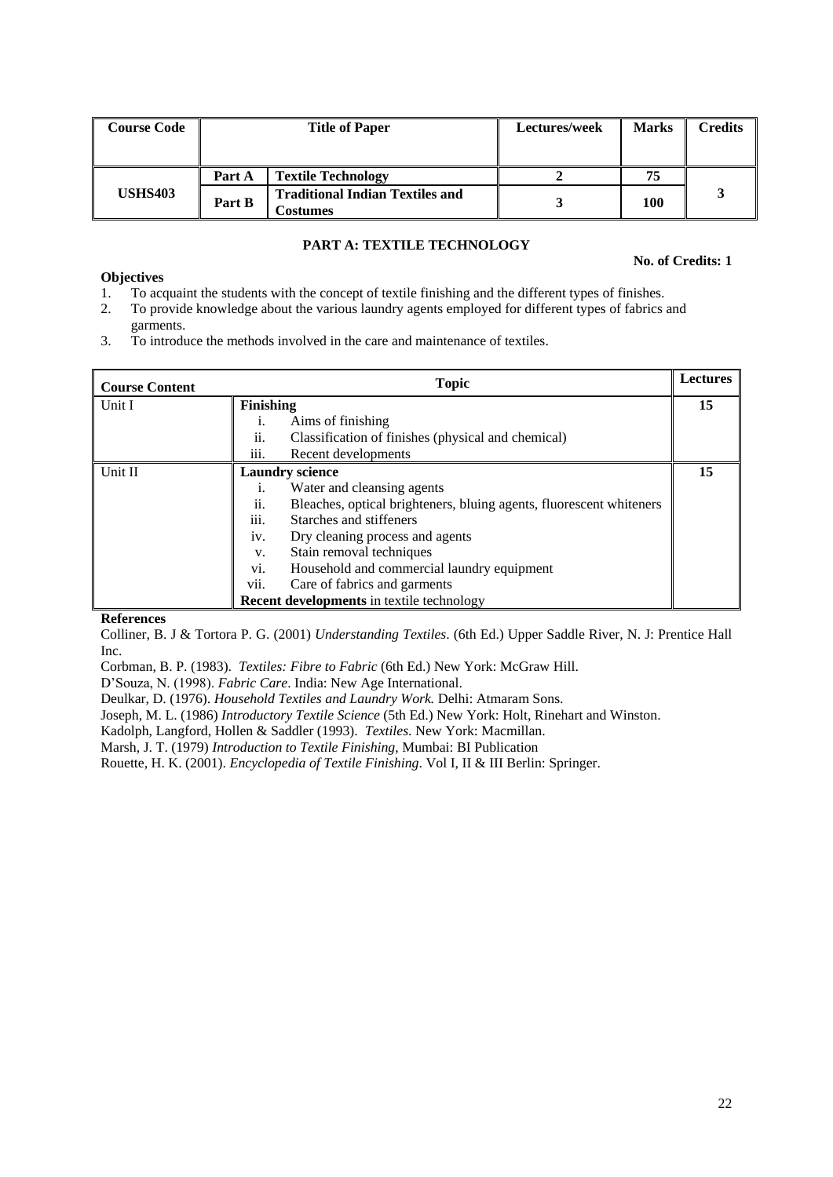| Course Code | Title of Paper | | Lectures/week | Marks | Credits |
|---|---|---|---|---|---|
| USHS403 | Part A | Textile Technology | 2 | 75 | 3 |
| | Part B | Traditional Indian Textiles and Costumes | 3 | 100 | |

## PART A: TEXTILE TECHNOLOGY

**No. of Credits: 1**

**Objectives**

1. To acquaint the students with the concept of textile finishing and the different types of finishes.
2. To provide knowledge about the various laundry agents employed for different types of fabrics and garments.
3. To introduce the methods involved in the care and maintenance of textiles.

| Course Content | Topic | Lectures |
|---|---|---|
| Unit I | **Finishing**<br>i. Aims of finishing<br>ii. Classification of finishes (physical and chemical)<br>iii. Recent developments | 15 |
| Unit II | **Laundry science**<br>i. Water and cleansing agents<br>ii. Bleaches, optical brighteners, bluing agents, fluorescent whiteners<br>iii. Starches and stiffeners<br>iv. Dry cleaning process and agents<br>v. Stain removal techniques<br>vi. Household and commercial laundry equipment<br>vii. Care of fabrics and garments<br>**Recent developments** in textile technology | 15 |

**References**

Colliner, B. J & Tortora P. G. (2001) *Understanding Textiles*. (6th Ed.) Upper Saddle River, N. J: Prentice Hall Inc.

Corbman, B. P. (1983). *Textiles: Fibre to Fabric* (6th Ed.) New York: McGraw Hill.

D'Souza, N. (1998). *Fabric Care*. India: New Age International.

Deulkar, D. (1976). *Household Textiles and Laundry Work.* Delhi: Atmaram Sons.

Joseph, M. L. (1986) *Introductory Textile Science* (5th Ed.) New York: Holt, Rinehart and Winston.

Kadolph, Langford, Hollen & Saddler (1993). *Textiles*. New York: Macmillan.

Marsh, J. T. (1979) *Introduction to Textile Finishing*, Mumbai: BI Publication

Rouette, H. K. (2001). *Encyclopedia of Textile Finishing*. Vol I, II & III Berlin: Springer.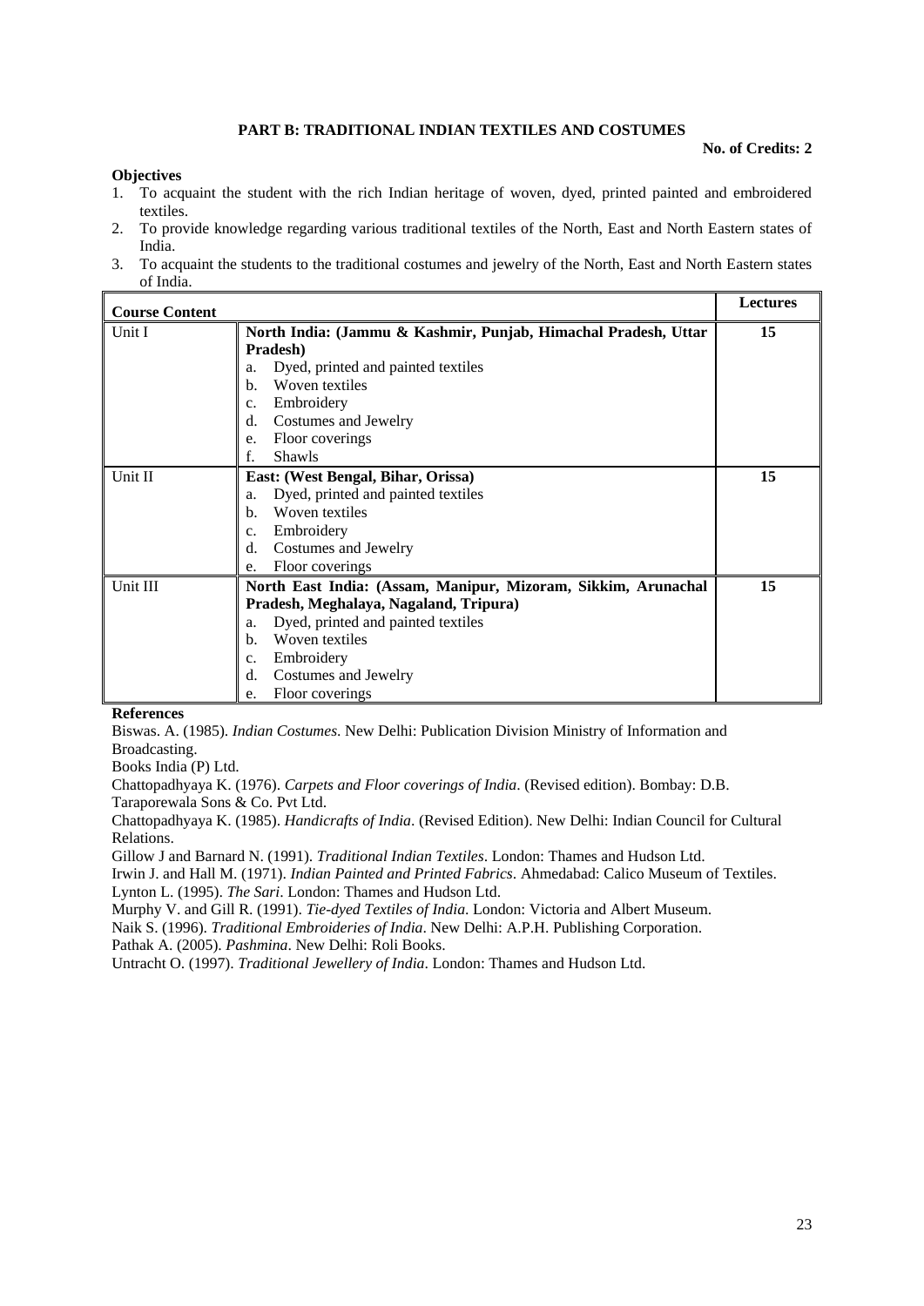## PART B: TRADITIONAL INDIAN TEXTILES AND COSTUMES

**No. of Credits: 2**

**Objectives**

1. To acquaint the student with the rich Indian heritage of woven, dyed, printed painted and embroidered textiles.
2. To provide knowledge regarding various traditional textiles of the North, East and North Eastern states of India.
3. To acquaint the students to the traditional costumes and jewelry of the North, East and North Eastern states of India.

| **Course Content** | | **Lectures** |
|---|---|---|
| Unit I | **North India: (Jammu & Kashmir, Punjab, Himachal Pradesh, Uttar Pradesh)**<br>a. Dyed, printed and painted textiles<br>b. Woven textiles<br>c. Embroidery<br>d. Costumes and Jewelry<br>e. Floor coverings<br>f. Shawls | **15** |
| Unit II | **East: (West Bengal, Bihar, Orissa)**<br>a. Dyed, printed and painted textiles<br>b. Woven textiles<br>c. Embroidery<br>d. Costumes and Jewelry<br>e. Floor coverings | **15** |
| Unit III | **North East India: (Assam, Manipur, Mizoram, Sikkim, Arunachal Pradesh, Meghalaya, Nagaland, Tripura)**<br>a. Dyed, printed and painted textiles<br>b. Woven textiles<br>c. Embroidery<br>d. Costumes and Jewelry<br>e. Floor coverings | **15** |

**References**

Biswas. A. (1985). *Indian Costumes*. New Delhi: Publication Division Ministry of Information and Broadcasting.

Books India (P) Ltd.

Chattopadhyaya K. (1976). *Carpets and Floor coverings of India*. (Revised edition). Bombay: D.B. Taraporewala Sons & Co. Pvt Ltd.

Chattopadhyaya K. (1985). *Handicrafts of India*. (Revised Edition). New Delhi: Indian Council for Cultural Relations.

Gillow J and Barnard N. (1991). *Traditional Indian Textiles*. London: Thames and Hudson Ltd.

Irwin J. and Hall M. (1971). *Indian Painted and Printed Fabrics*. Ahmedabad: Calico Museum of Textiles.

Lynton L. (1995). *The Sari*. London: Thames and Hudson Ltd.

Murphy V. and Gill R. (1991). *Tie-dyed Textiles of India*. London: Victoria and Albert Museum.

Naik S. (1996). *Traditional Embroideries of India*. New Delhi: A.P.H. Publishing Corporation.

Pathak A. (2005). *Pashmina*. New Delhi: Roli Books.

Untracht O. (1997). *Traditional Jewellery of India*. London: Thames and Hudson Ltd.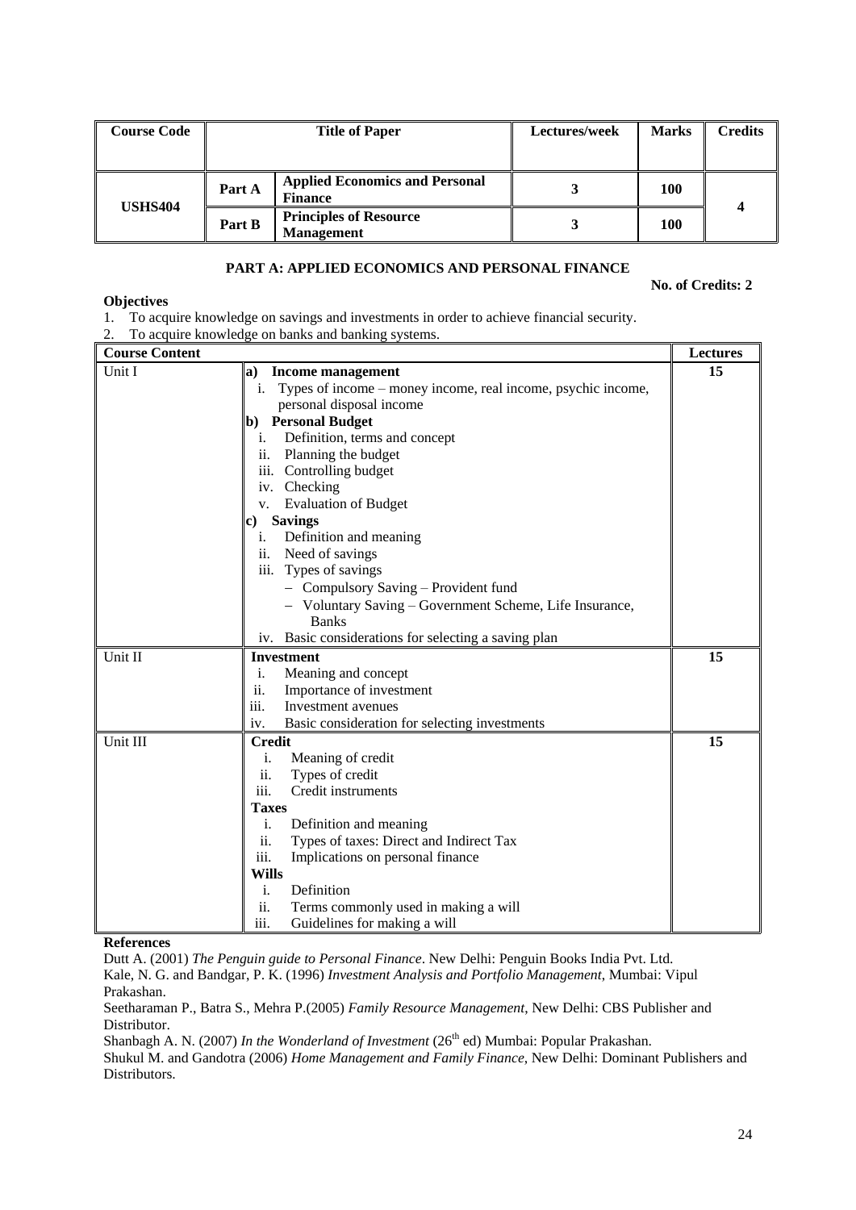| Course Code | Title of Paper | | Lectures/week | Marks | Credits |
|---|---|---|---|---|---|
| USHS404 | Part A | Applied Economics and Personal Finance | 3 | 100 | 4 |
| | Part B | Principles of Resource Management | 3 | 100 | |

## PART A: APPLIED ECONOMICS AND PERSONAL FINANCE

**No. of Credits: 2**

**Objectives**

1. To acquire knowledge on savings and investments in order to achieve financial security.
2. To acquire knowledge on banks and banking systems.

| Course Content | | Lectures |
|---|---|---|
| Unit I | **a) Income management**<br>i. Types of income – money income, real income, psychic income, personal disposal income<br>**b) Personal Budget**<br>i. Definition, terms and concept<br>ii. Planning the budget<br>iii. Controlling budget<br>iv. Checking<br>v. Evaluation of Budget<br>**c) Savings**<br>i. Definition and meaning<br>ii. Need of savings<br>iii. Types of savings<br>– Compulsory Saving – Provident fund<br>– Voluntary Saving – Government Scheme, Life Insurance, Banks<br>iv. Basic considerations for selecting a saving plan | 15 |
| Unit II | **Investment**<br>i. Meaning and concept<br>ii. Importance of investment<br>iii. Investment avenues<br>iv. Basic consideration for selecting investments | 15 |
| Unit III | **Credit**<br>i. Meaning of credit<br>ii. Types of credit<br>iii. Credit instruments<br>**Taxes**<br>i. Definition and meaning<br>ii. Types of taxes: Direct and Indirect Tax<br>iii. Implications on personal finance<br>**Wills**<br>i. Definition<br>ii. Terms commonly used in making a will<br>iii. Guidelines for making a will | 15 |

**References**

Dutt A. (2001) *The Penguin guide to Personal Finance*. New Delhi: Penguin Books India Pvt. Ltd.

Kale, N. G. and Bandgar, P. K. (1996) *Investment Analysis and Portfolio Management*, Mumbai: Vipul Prakashan.

Seetharaman P., Batra S., Mehra P.(2005) *Family Resource Management*, New Delhi: CBS Publisher and Distributor.

Shanbagh A. N. (2007) *In the Wonderland of Investment* (26th ed) Mumbai: Popular Prakashan.

Shukul M. and Gandotra (2006) *Home Management and Family Finance*, New Delhi: Dominant Publishers and Distributors.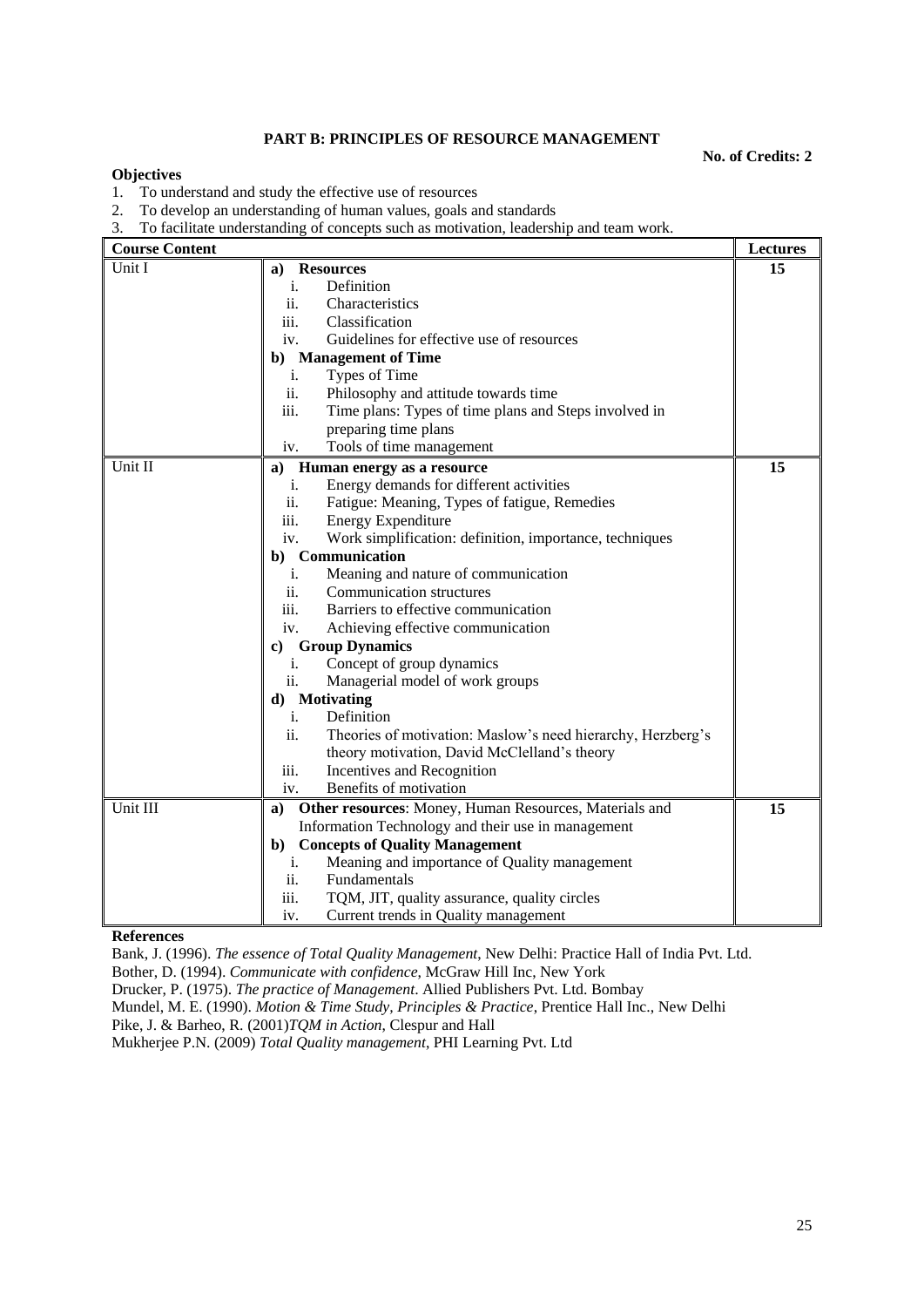## PART B: PRINCIPLES OF RESOURCE MANAGEMENT

**No. of Credits: 2**

**Objectives**

1. To understand and study the effective use of resources
2. To develop an understanding of human values, goals and standards
3. To facilitate understanding of concepts such as motivation, leadership and team work.

| Course Content | | Lectures |
|---|---|---|
| Unit I | **a) Resources**<br>i. Definition<br>ii. Characteristics<br>iii. Classification<br>iv. Guidelines for effective use of resources<br>**b) Management of Time**<br>i. Types of Time<br>ii. Philosophy and attitude towards time<br>iii. Time plans: Types of time plans and Steps involved in preparing time plans<br>iv. Tools of time management | **15** |
| Unit II | **a) Human energy as a resource**<br>i. Energy demands for different activities<br>ii. Fatigue: Meaning, Types of fatigue, Remedies<br>iii. Energy Expenditure<br>iv. Work simplification: definition, importance, techniques<br>**b) Communication**<br>i. Meaning and nature of communication<br>ii. Communication structures<br>iii. Barriers to effective communication<br>iv. Achieving effective communication<br>**c) Group Dynamics**<br>i. Concept of group dynamics<br>ii. Managerial model of work groups<br>**d) Motivating**<br>i. Definition<br>ii. Theories of motivation: Maslow's need hierarchy, Herzberg's theory motivation, David McClelland's theory<br>iii. Incentives and Recognition<br>iv. Benefits of motivation | **15** |
| Unit III | **a) Other resources**: Money, Human Resources, Materials and Information Technology and their use in management<br>**b) Concepts of Quality Management**<br>i. Meaning and importance of Quality management<br>ii. Fundamentals<br>iii. TQM, JIT, quality assurance, quality circles<br>iv. Current trends in Quality management | **15** |

**References**

Bank, J. (1996). *The essence of Total Quality Management*, New Delhi: Practice Hall of India Pvt. Ltd.
Bother, D. (1994). *Communicate with confidence*, McGraw Hill Inc, New York
Drucker, P. (1975). *The practice of Management*. Allied Publishers Pvt. Ltd. Bombay
Mundel, M. E. (1990). *Motion & Time Study, Principles & Practice*, Prentice Hall Inc., New Delhi
Pike, J. & Barheo, R. (2001)*TQM in Action*, Clespur and Hall
Mukherjee P.N. (2009) *Total Quality management*, PHI Learning Pvt. Ltd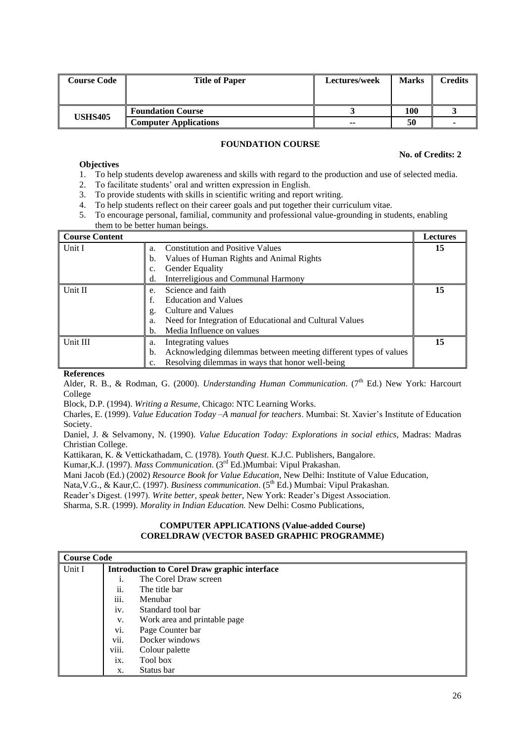| Course Code | Title of Paper | Lectures/week | Marks | Credits |
|---|---|---|---|---|
| USHS405 | Foundation Course | 3 | 100 | 3 |
| | Computer Applications | -- | 50 | - |

### FOUNDATION COURSE

**No. of Credits: 2**

**Objectives**

1. To help students develop awareness and skills with regard to the production and use of selected media.
2. To facilitate students' oral and written expression in English.
3. To provide students with skills in scientific writing and report writing.
4. To help students reflect on their career goals and put together their curriculum vitae.
5. To encourage personal, familial, community and professional value-grounding in students, enabling them to be better human beings.

| Course Content | | Lectures |
|---|---|---|
| Unit I | a. Constitution and Positive Values<br>b. Values of Human Rights and Animal Rights<br>c. Gender Equality<br>d. Interreligious and Communal Harmony | 15 |
| Unit II | e. Science and faith<br>f. Education and Values<br>g. Culture and Values<br>a. Need for Integration of Educational and Cultural Values<br>b. Media Influence on values | 15 |
| Unit III | a. Integrating values<br>b. Acknowledging dilemmas between meeting different types of values<br>c. Resolving dilemmas in ways that honor well-being | 15 |

**References**

Alder, R. B., & Rodman, G. (2000). *Understanding Human Communication*. (7th Ed.) New York: Harcourt College

Block, D.P. (1994). *Writing a Resume*, Chicago: NTC Learning Works.

Charles, E. (1999). *Value Education Today –A manual for teachers*. Mumbai: St. Xavier's Institute of Education Society.

Daniel, J. & Selvamony, N. (1990). *Value Education Today: Explorations in social ethics*, Madras: Madras Christian College.

Kattikaran, K. & Vettickathadam, C. (1978). *Youth Quest*. K.J.C. Publishers, Bangalore.

Kumar,K.J. (1997). *Mass Communication*. (3rd Ed.)Mumbai: Vipul Prakashan.

Mani Jacob (Ed.) (2002) *Resource Book for Value Education*, New Delhi: Institute of Value Education,

Nata,V.G., & Kaur,C. (1997). *Business communication*. (5th Ed.) Mumbai: Vipul Prakashan.

Reader's Digest. (1997). *Write better, speak better*, New York: Reader's Digest Association.

Sharma, S.R. (1999). *Morality in Indian Education.* New Delhi: Cosmo Publications,

### COMPUTER APPLICATIONS (Value-added Course)
### CORELDRAW (VECTOR BASED GRAPHIC PROGRAMME)

| Course Code | |
|---|---|
| Unit I | **Introduction to Corel Draw graphic interface**<br>i. The Corel Draw screen<br>ii. The title bar<br>iii. Menubar<br>iv. Standard tool bar<br>v. Work area and printable page<br>vi. Page Counter bar<br>vii. Docker windows<br>viii. Colour palette<br>ix. Tool box<br>x. Status bar |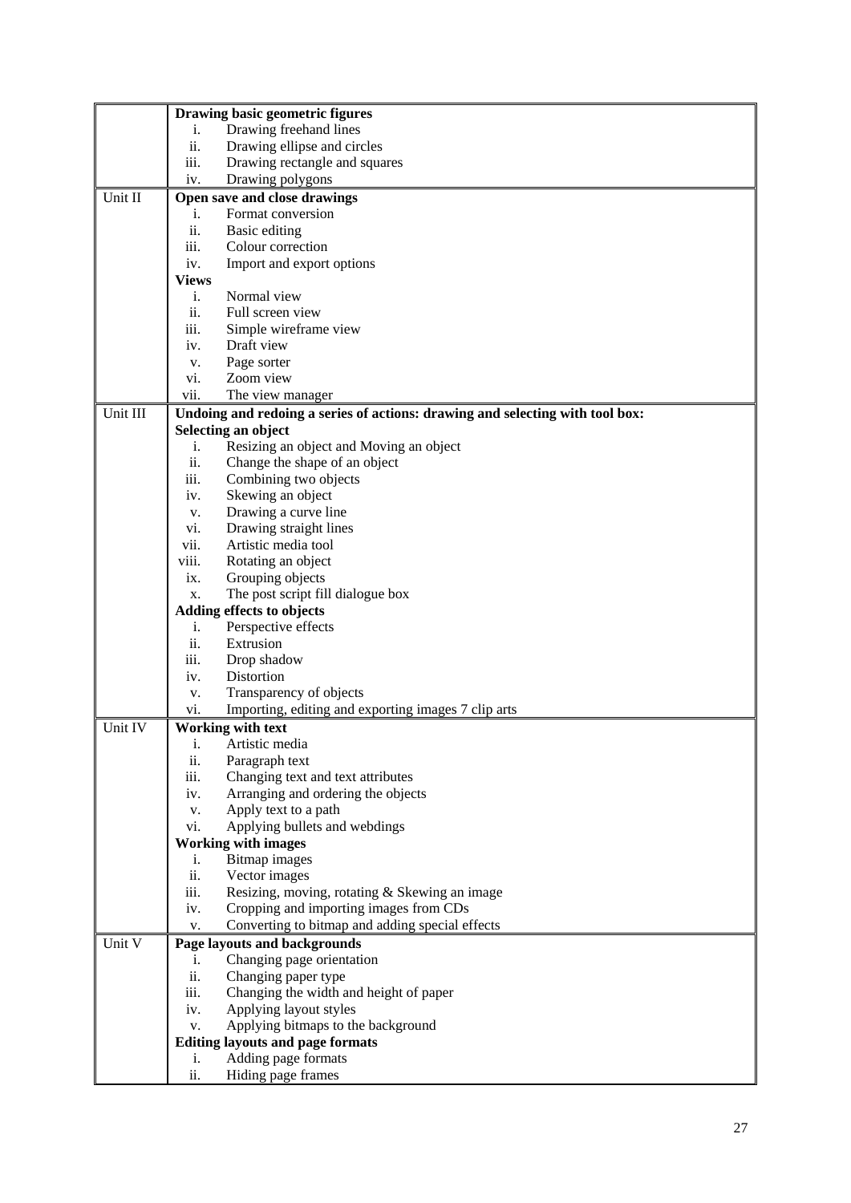| | |
|---|---|
| | **Drawing basic geometric figures**<br>i. Drawing freehand lines<br>ii. Drawing ellipse and circles<br>iii. Drawing rectangle and squares<br>iv. Drawing polygons |
| Unit II | **Open save and close drawings**<br>i. Format conversion<br>ii. Basic editing<br>iii. Colour correction<br>iv. Import and export options<br>**Views**<br>i. Normal view<br>ii. Full screen view<br>iii. Simple wireframe view<br>iv. Draft view<br>v. Page sorter<br>vi. Zoom view<br>vii. The view manager |
| Unit III | **Undoing and redoing a series of actions: drawing and selecting with tool box:**<br>**Selecting an object**<br>i. Resizing an object and Moving an object<br>ii. Change the shape of an object<br>iii. Combining two objects<br>iv. Skewing an object<br>v. Drawing a curve line<br>vi. Drawing straight lines<br>vii. Artistic media tool<br>viii. Rotating an object<br>ix. Grouping objects<br>x. The post script fill dialogue box<br>**Adding effects to objects**<br>i. Perspective effects<br>ii. Extrusion<br>iii. Drop shadow<br>iv. Distortion<br>v. Transparency of objects<br>vi. Importing, editing and exporting images 7 clip arts |
| Unit IV | **Working with text**<br>i. Artistic media<br>ii. Paragraph text<br>iii. Changing text and text attributes<br>iv. Arranging and ordering the objects<br>v. Apply text to a path<br>vi. Applying bullets and webdings<br>**Working with images**<br>i. Bitmap images<br>ii. Vector images<br>iii. Resizing, moving, rotating & Skewing an image<br>iv. Cropping and importing images from CDs<br>v. Converting to bitmap and adding special effects |
| Unit V | **Page layouts and backgrounds**<br>i. Changing page orientation<br>ii. Changing paper type<br>iii. Changing the width and height of paper<br>iv. Applying layout styles<br>v. Applying bitmaps to the background<br>**Editing layouts and page formats**<br>i. Adding page formats<br>ii. Hiding page frames |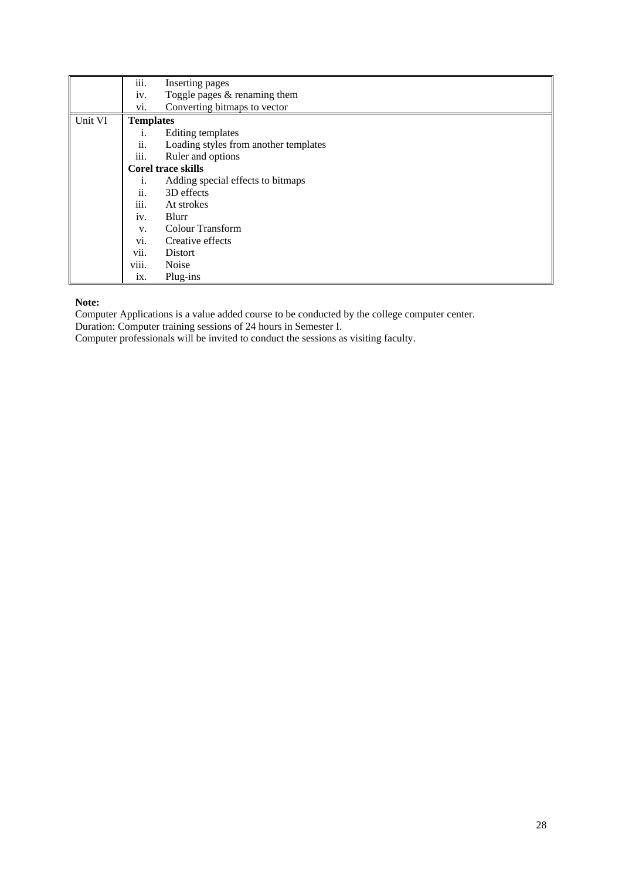| | |
|---|---|
| | iii. Inserting pages<br>iv. Toggle pages & renaming them<br>vi. Converting bitmaps to vector |
| Unit VI | **Templates**<br>i. Editing templates<br>ii. Loading styles from another templates<br>iii. Ruler and options<br>**Corel trace skills**<br>i. Adding special effects to bitmaps<br>ii. 3D effects<br>iii. At strokes<br>iv. Blurr<br>v. Colour Transform<br>vi. Creative effects<br>vii. Distort<br>viii. Noise<br>ix. Plug-ins |

**Note:**

Computer Applications is a value added course to be conducted by the college computer center.
Duration: Computer training sessions of 24 hours in Semester I.
Computer professionals will be invited to conduct the sessions as visiting faculty.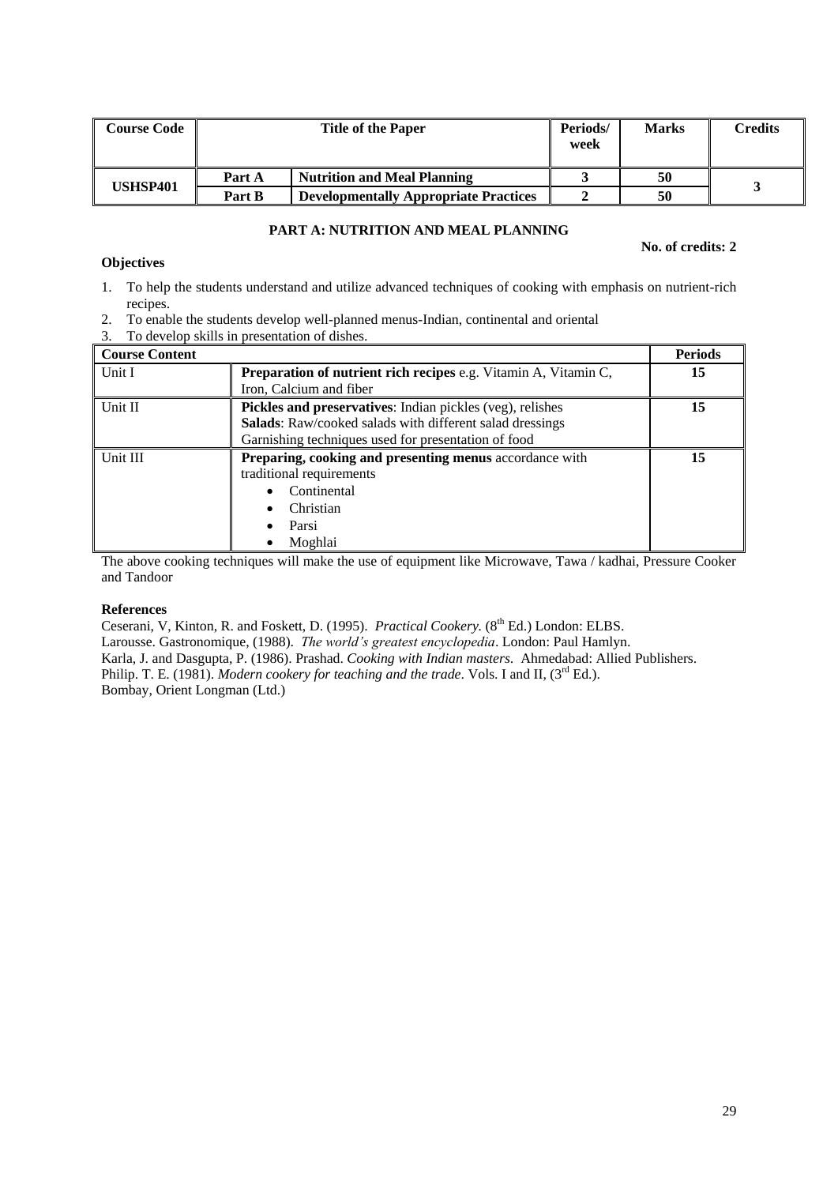| Course Code | Title of the Paper | | Periods/ week | Marks | Credits |
|---|---|---|---|---|---|
| USHSP401 | Part A | Nutrition and Meal Planning | 3 | 50 | 3 |
| | Part B | Developmentally Appropriate Practices | 2 | 50 | |

## PART A: NUTRITION AND MEAL PLANNING

**No. of credits: 2**

**Objectives**

1. To help the students understand and utilize advanced techniques of cooking with emphasis on nutrient-rich recipes.
2. To enable the students develop well-planned menus-Indian, continental and oriental
3. To develop skills in presentation of dishes.

| Course Content | | Periods |
|---|---|---|
| Unit I | **Preparation of nutrient rich recipes** e.g. Vitamin A, Vitamin C, Iron, Calcium and fiber | 15 |
| Unit II | **Pickles and preservatives**: Indian pickles (veg), relishes<br>**Salads**: Raw/cooked salads with different salad dressings<br>Garnishing techniques used for presentation of food | 15 |
| Unit III | **Preparing, cooking and presenting menus** accordance with traditional requirements<br>• Continental<br>• Christian<br>• Parsi<br>• Moghlai | 15 |

The above cooking techniques will make the use of equipment like Microwave, Tawa / kadhai, Pressure Cooker and Tandoor

**References**

Ceserani, V, Kinton, R. and Foskett, D. (1995). *Practical Cookery.* (8th Ed.) London: ELBS.
Larousse. Gastronomique, (1988). *The world's greatest encyclopedia*. London: Paul Hamlyn.
Karla, J. and Dasgupta, P. (1986). Prashad. *Cooking with Indian masters*. Ahmedabad: Allied Publishers.
Philip. T. E. (1981). *Modern cookery for teaching and the trade*. Vols. I and II, (3rd Ed.).
Bombay, Orient Longman (Ltd.)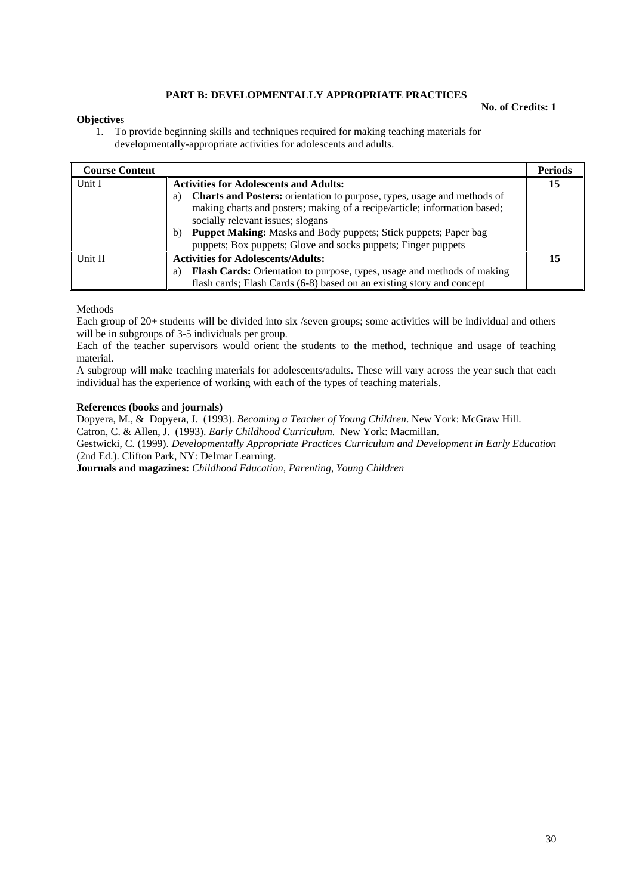### PART B: DEVELOPMENTALLY APPROPRIATE PRACTICES

**No. of Credits: 1**

**Objectives**

1. To provide beginning skills and techniques required for making teaching materials for developmentally-appropriate activities for adolescents and adults.

| Course Content | | Periods |
|---|---|---|
| Unit I | **Activities for Adolescents and Adults:** <br> a) **Charts and Posters:** orientation to purpose, types, usage and methods of making charts and posters; making of a recipe/article; information based; socially relevant issues; slogans <br> b) **Puppet Making:** Masks and Body puppets; Stick puppets; Paper bag puppets; Box puppets; Glove and socks puppets; Finger puppets | 15 |
| Unit II | **Activities for Adolescents/Adults:** <br> a) **Flash Cards:** Orientation to purpose, types, usage and methods of making flash cards; Flash Cards (6-8) based on an existing story and concept | 15 |

<u>Methods</u>

Each group of 20+ students will be divided into six /seven groups; some activities will be individual and others will be in subgroups of 3-5 individuals per group.

Each of the teacher supervisors would orient the students to the method, technique and usage of teaching material.

A subgroup will make teaching materials for adolescents/adults. These will vary across the year such that each individual has the experience of working with each of the types of teaching materials.

**References (books and journals)**

Dopyera, M., & Dopyera, J. (1993). *Becoming a Teacher of Young Children*. New York: McGraw Hill.

Catron, C. & Allen, J. (1993). *Early Childhood Curriculum*. New York: Macmillan.

Gestwicki, C. (1999). *Developmentally Appropriate Practices Curriculum and Development in Early Education* (2nd Ed.). Clifton Park, NY: Delmar Learning.

**Journals and magazines:** *Childhood Education, Parenting, Young Children*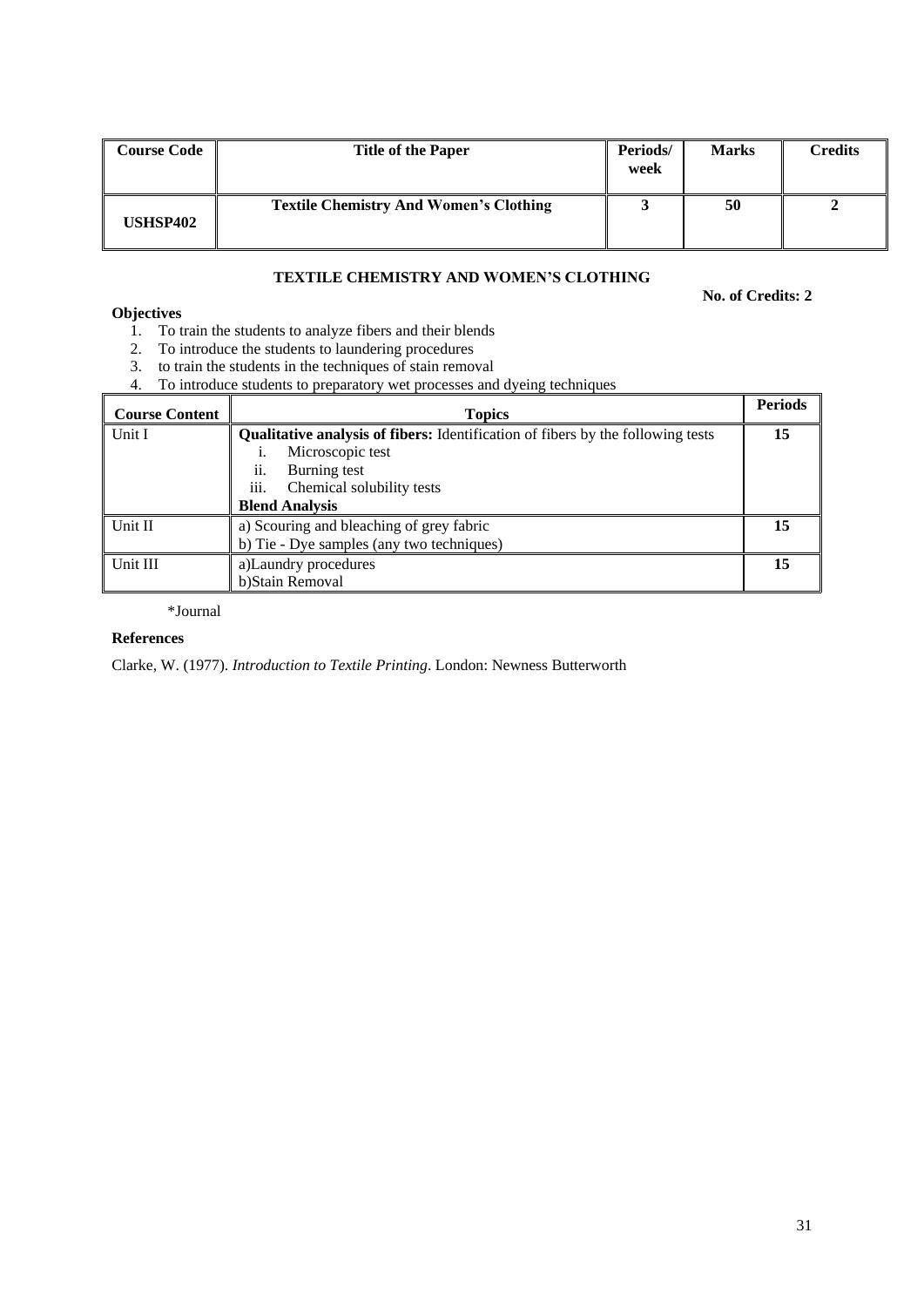| Course Code | Title of the Paper | Periods/ week | Marks | Credits |
|---|---|---|---|---|
| **USHSP402** | **Textile Chemistry And Women's Clothing** | **3** | **50** | **2** |

## TEXTILE CHEMISTRY AND WOMEN'S CLOTHING

**No. of Credits: 2**

**Objectives**

1. To train the students to analyze fibers and their blends
2. To introduce the students to laundering procedures
3. to train the students in the techniques of stain removal
4. To introduce students to preparatory wet processes and dyeing techniques

| Course Content | Topics | Periods |
|---|---|---|
| Unit I | **Qualitative analysis of fibers:** Identification of fibers by the following tests<br>i. Microscopic test<br>ii. Burning test<br>iii. Chemical solubility tests<br>**Blend Analysis** | **15** |
| Unit II | a) Scouring and bleaching of grey fabric<br>b) Tie - Dye samples (any two techniques) | **15** |
| Unit III | a)Laundry procedures<br>b)Stain Removal | **15** |

*Journal

**References**

Clarke, W. (1977). *Introduction to Textile Printing*. London: Newness Butterworth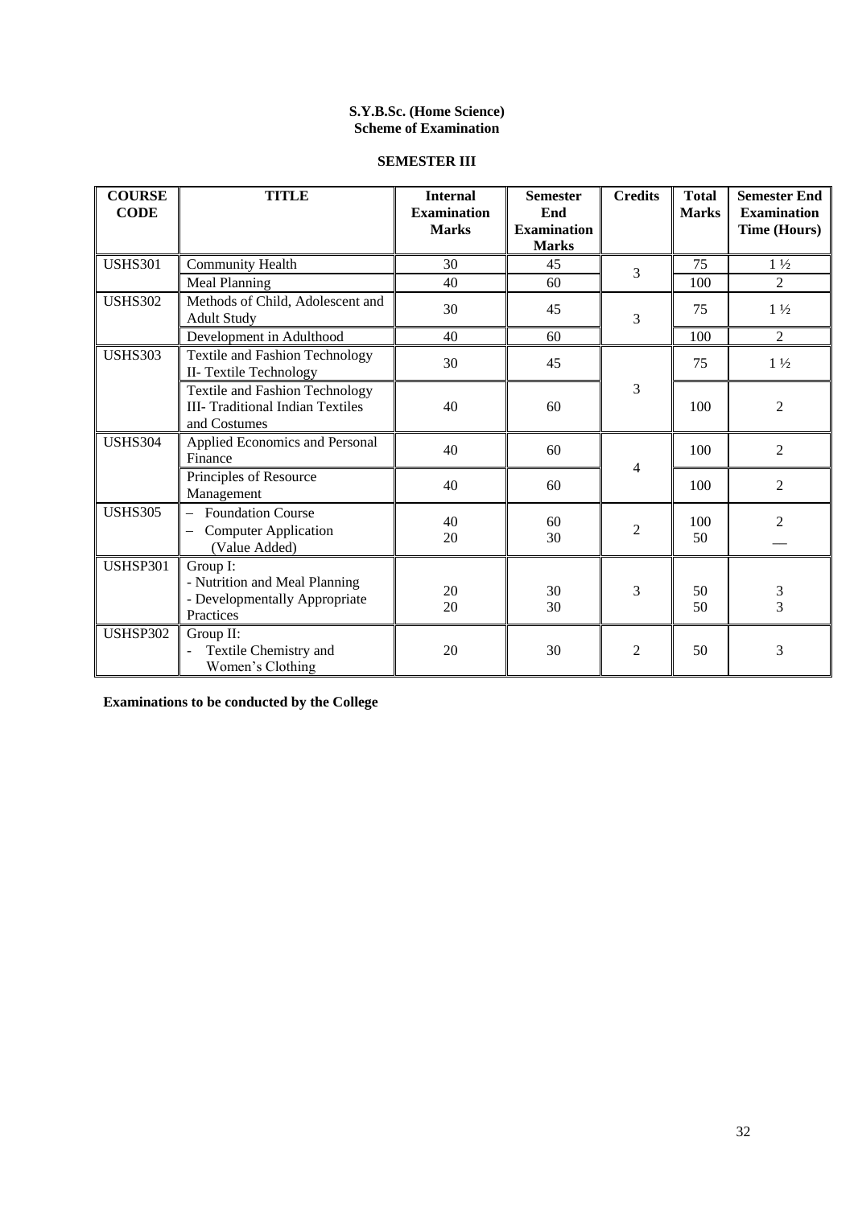**S.Y.B.Sc. (Home Science)**
**Scheme of Examination**

**SEMESTER III**

| COURSE CODE | TITLE | Internal Examination Marks | Semester End Examination Marks | Credits | Total Marks | Semester End Examination Time (Hours) |
|---|---|---|---|---|---|---|
| USHS301 | Community Health | 30 | 45 | 3 | 75 | 1 ½ |
| | Meal Planning | 40 | 60 | | 100 | 2 |
| USHS302 | Methods of Child, Adolescent and Adult Study | 30 | 45 | 3 | 75 | 1 ½ |
| | Development in Adulthood | 40 | 60 | | 100 | 2 |
| USHS303 | Textile and Fashion Technology II- Textile Technology | 30 | 45 | 3 | 75 | 1 ½ |
| | Textile and Fashion Technology III- Traditional Indian Textiles and Costumes | 40 | 60 | | 100 | 2 |
| USHS304 | Applied Economics and Personal Finance | 40 | 60 | 4 | 100 | 2 |
| | Principles of Resource Management | 40 | 60 | | 100 | 2 |
| USHS305 | – Foundation Course<br>– Computer Application (Value Added) | 40<br>20 | 60<br>30 | 2 | 100<br>50 | 2<br>— |
| USHSP301 | Group I:<br>- Nutrition and Meal Planning<br>- Developmentally Appropriate Practices | 20<br>20 | 30<br>30 | 3 | 50<br>50 | 3<br>3 |
| USHSP302 | Group II:<br>- Textile Chemistry and Women's Clothing | 20 | 30 | 2 | 50 | 3 |

**Examinations to be conducted by the College**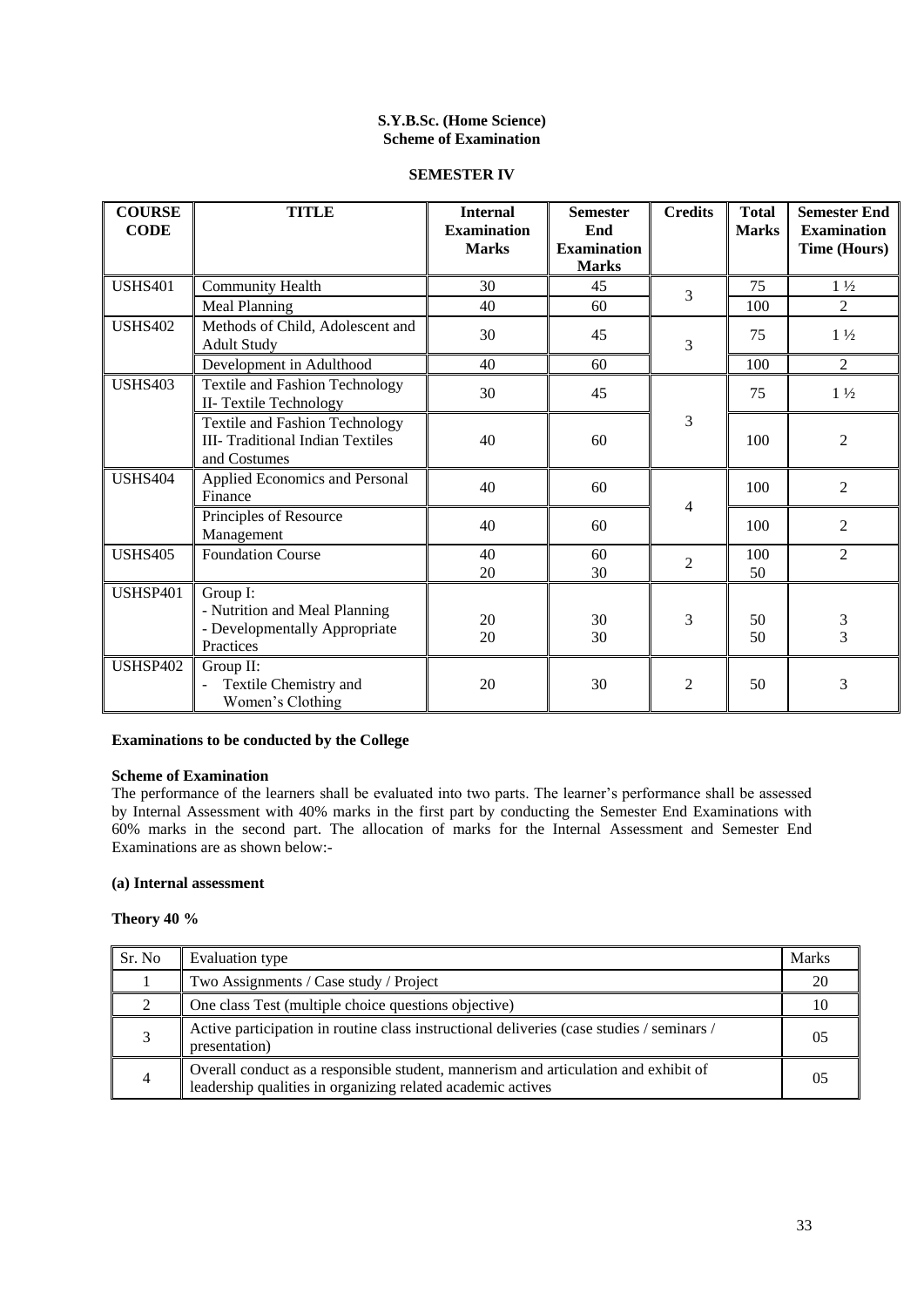**S.Y.B.Sc. (Home Science)**
**Scheme of Examination**

**SEMESTER IV**

| COURSE CODE | TITLE | Internal Examination Marks | Semester End Examination Marks | Credits | Total Marks | Semester End Examination Time (Hours) |
|---|---|---|---|---|---|---|
| USHS401 | Community Health | 30 | 45 | 3 | 75 | 1 ½ |
| | Meal Planning | 40 | 60 | | 100 | 2 |
| USHS402 | Methods of Child, Adolescent and Adult Study | 30 | 45 | 3 | 75 | 1 ½ |
| | Development in Adulthood | 40 | 60 | | 100 | 2 |
| USHS403 | Textile and Fashion Technology II- Textile Technology | 30 | 45 | 3 | 75 | 1 ½ |
| | Textile and Fashion Technology III- Traditional Indian Textiles and Costumes | 40 | 60 | | 100 | 2 |
| USHS404 | Applied Economics and Personal Finance | 40 | 60 | 4 | 100 | 2 |
| | Principles of Resource Management | 40 | 60 | | 100 | 2 |
| USHS405 | Foundation Course | 40<br>20 | 60<br>30 | 2 | 100<br>50 | 2 |
| USHSP401 | Group I:<br>- Nutrition and Meal Planning<br>- Developmentally Appropriate Practices | 20<br>20 | 30<br>30 | 3 | 50<br>50 | 3<br>3 |
| USHSP402 | Group II:<br>- Textile Chemistry and Women's Clothing | 20 | 30 | 2 | 50 | 3 |

**Examinations to be conducted by the College**

**Scheme of Examination**

The performance of the learners shall be evaluated into two parts. The learner's performance shall be assessed by Internal Assessment with 40% marks in the first part by conducting the Semester End Examinations with 60% marks in the second part. The allocation of marks for the Internal Assessment and Semester End Examinations are as shown below:-

**(a) Internal assessment**

**Theory 40 %**

| Sr. No | Evaluation type | Marks |
|---|---|---|
| 1 | Two Assignments / Case study / Project | 20 |
| 2 | One class Test (multiple choice questions objective) | 10 |
| 3 | Active participation in routine class instructional deliveries (case studies / seminars / presentation) | 05 |
| 4 | Overall conduct as a responsible student, mannerism and articulation and exhibit of leadership qualities in organizing related academic actives | 05 |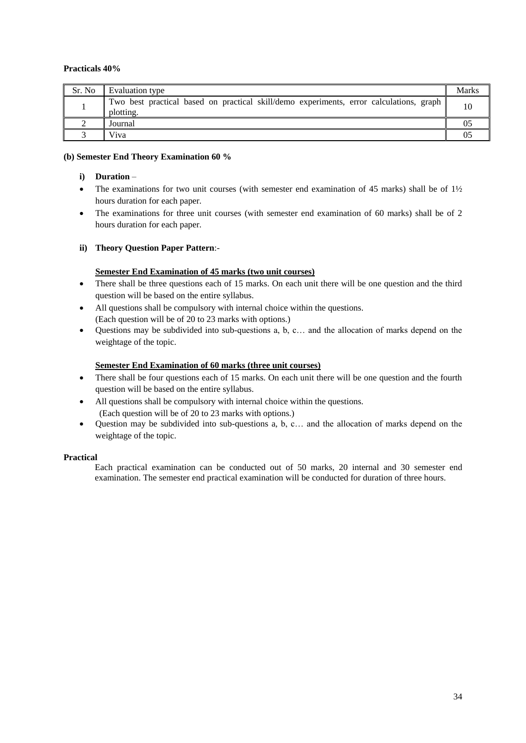**Practicals 40%**

| Sr. No | Evaluation type | Marks |
|---|---|---|
| 1 | Two best practical based on practical skill/demo experiments, error calculations, graph plotting. | 10 |
| 2 | Journal | 05 |
| 3 | Viva | 05 |

**(b) Semester End Theory Examination 60 %**

**i) Duration** –

- The examinations for two unit courses (with semester end examination of 45 marks) shall be of 1½ hours duration for each paper.
- The examinations for three unit courses (with semester end examination of 60 marks) shall be of 2 hours duration for each paper.

**ii) Theory Question Paper Pattern**:-

**Semester End Examination of 45 marks (two unit courses)**

- There shall be three questions each of 15 marks. On each unit there will be one question and the third question will be based on the entire syllabus.
- All questions shall be compulsory with internal choice within the questions.
  (Each question will be of 20 to 23 marks with options.)
- Questions may be subdivided into sub-questions a, b, c… and the allocation of marks depend on the weightage of the topic.

**Semester End Examination of 60 marks (three unit courses)**

- There shall be four questions each of 15 marks. On each unit there will be one question and the fourth question will be based on the entire syllabus.
- All questions shall be compulsory with internal choice within the questions.
  (Each question will be of 20 to 23 marks with options.)
- Question may be subdivided into sub-questions a, b, c… and the allocation of marks depend on the weightage of the topic.

**Practical**

Each practical examination can be conducted out of 50 marks, 20 internal and 30 semester end examination. The semester end practical examination will be conducted for duration of three hours.